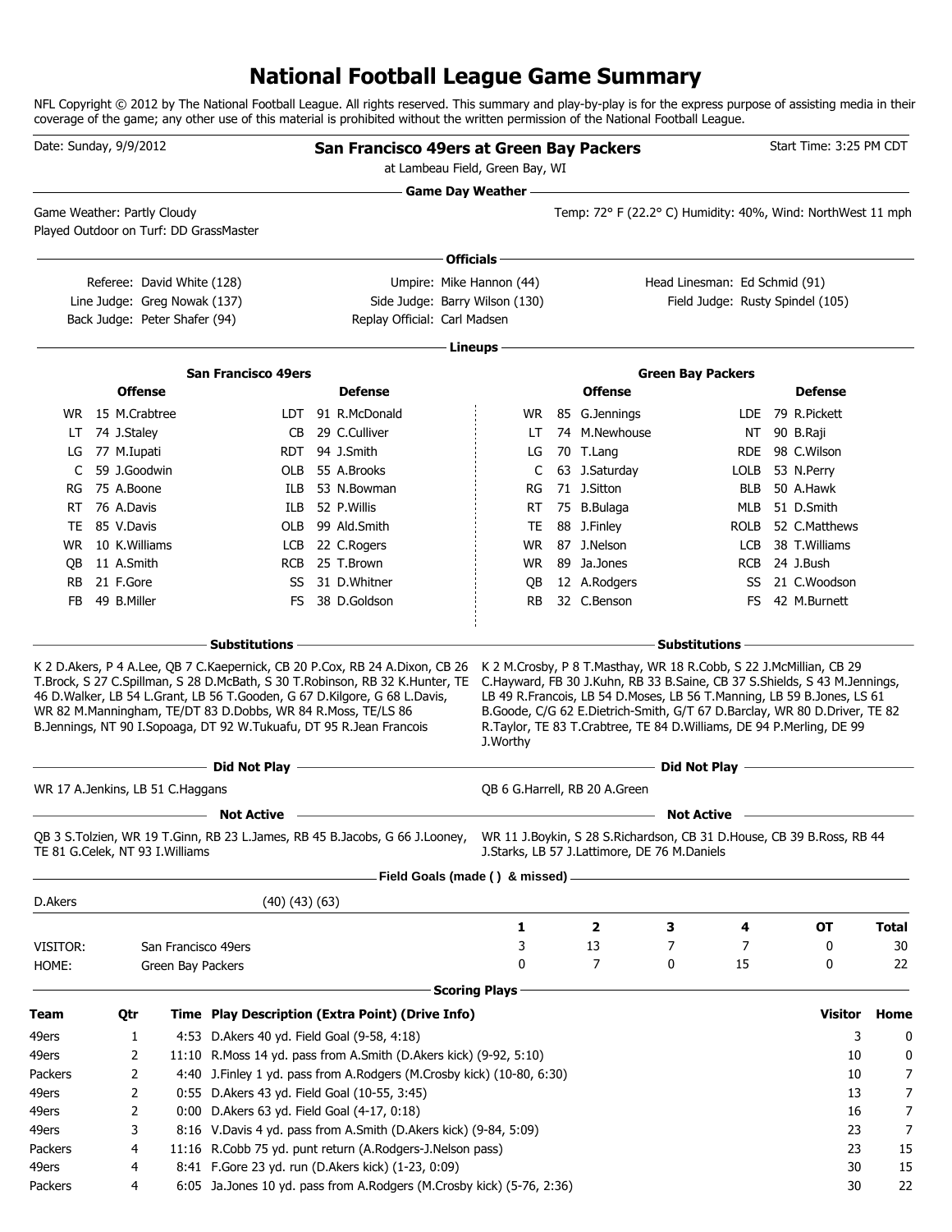# National Football League Game Summary

NFL Copyright © 2012 by The National Football League. All rights reserved. This summary and play-by-play is for the express purpose of assisting media in their coverage of the game; any other use of this material is prohibited without the written permission of the National Football League.

Date: Sunday, 9/9/2012

**San Francisco 49ers at Green Bay Packers**

at Lambeau Field, Green Bay, WI

Start Time: 3:25 PM CDT

## Game Day Weather

Game Weather: Partly Cloudy

Played Outdoor on Turf: DD GrassMaster

Temp: 72° F (22.2° C) Humidity: 40%, Wind: NorthWest 11 mph

## Officials

Referee: David White (128)
Umpire: Mike Hannon (44)
Head Linesman: Ed Schmid (91)
Line Judge: Greg Nowak (137)
Side Judge: Barry Wilson (130)
Field Judge: Rusty Spindel (105)
Back Judge: Peter Shafer (94)
Replay Official: Carl Madsen

## Lineups

### San Francisco 49ers

| Offense | | | Defense | | |
|---|---|---|---|---|---|
| WR | 15 | M.Crabtree | LDT | 91 | R.McDonald |
| LT | 74 | J.Staley | CB | 29 | C.Culliver |
| LG | 77 | M.Iupati | RDT | 94 | J.Smith |
| C | 59 | J.Goodwin | OLB | 55 | A.Brooks |
| RG | 75 | A.Boone | ILB | 53 | N.Bowman |
| RT | 76 | A.Davis | ILB | 52 | P.Willis |
| TE | 85 | V.Davis | OLB | 99 | Ald.Smith |
| WR | 10 | K.Williams | LCB | 22 | C.Rogers |
| QB | 11 | A.Smith | RCB | 25 | T.Brown |
| RB | 21 | F.Gore | SS | 31 | D.Whitner |
| FB | 49 | B.Miller | FS | 38 | D.Goldson |

### Green Bay Packers

| Offense | | | Defense | | |
|---|---|---|---|---|---|
| WR | 85 | G.Jennings | LDE | 79 | R.Pickett |
| LT | 74 | M.Newhouse | NT | 90 | B.Raji |
| LG | 70 | T.Lang | RDE | 98 | C.Wilson |
| C | 63 | J.Saturday | LOLB | 53 | N.Perry |
| RG | 71 | J.Sitton | BLB | 50 | A.Hawk |
| RT | 75 | B.Bulaga | MLB | 51 | D.Smith |
| TE | 88 | J.Finley | ROLB | 52 | C.Matthews |
| WR | 87 | J.Nelson | LCB | 38 | T.Williams |
| WR | 89 | Ja.Jones | RCB | 24 | J.Bush |
| QB | 12 | A.Rodgers | SS | 21 | C.Woodson |
| RB | 32 | C.Benson | FS | 42 | M.Burnett |

### Substitutions

**San Francisco 49ers:** K 2 D.Akers, P 4 A.Lee, QB 7 C.Kaepernick, CB 20 P.Cox, RB 24 A.Dixon, CB 26 T.Brock, S 27 C.Spillman, S 28 D.McBath, S 30 T.Robinson, RB 32 K.Hunter, TE 46 D.Walker, LB 54 L.Grant, LB 56 T.Gooden, G 67 D.Kilgore, G 68 L.Davis, WR 82 M.Manningham, TE/DT 83 D.Dobbs, WR 84 R.Moss, TE/LS 86 B.Jennings, NT 90 I.Sopoaga, DT 92 W.Tukuafu, DT 95 R.Jean Francois

**Green Bay Packers:** K 2 M.Crosby, P 8 T.Masthay, WR 18 R.Cobb, S 22 J.McMillian, CB 29 C.Hayward, FB 30 J.Kuhn, RB 33 B.Saine, CB 37 S.Shields, S 43 M.Jennings, LB 49 R.Francois, LB 54 D.Moses, LB 56 T.Manning, LB 59 B.Jones, LS 61 B.Goode, C/G 62 E.Dietrich-Smith, G/T 67 D.Barclay, WR 80 D.Driver, TE 82 R.Taylor, TE 83 T.Crabtree, TE 84 D.Williams, DE 94 P.Merling, DE 99 J.Worthy

### Did Not Play

**San Francisco 49ers:** WR 17 A.Jenkins, LB 51 C.Haggans

**Green Bay Packers:** QB 6 G.Harrell, RB 20 A.Green

### Not Active

**San Francisco 49ers:** QB 3 S.Tolzien, WR 19 T.Ginn, RB 23 L.James, RB 45 B.Jacobs, G 66 J.Looney, TE 81 G.Celek, NT 93 I.Williams

**Green Bay Packers:** WR 11 J.Boykin, S 28 S.Richardson, CB 31 D.House, CB 39 B.Ross, RB 44 J.Starks, LB 57 J.Lattimore, DE 76 M.Daniels

## Field Goals (made ( ) & missed)

D.Akers (40) (43) (63)

| | | 1 | 2 | 3 | 4 | OT | Total |
|---|---|---|---|---|---|---|---|
| VISITOR: | San Francisco 49ers | 3 | 13 | 7 | 7 | 0 | 30 |
| HOME: | Green Bay Packers | 0 | 7 | 0 | 15 | 0 | 22 |

## Scoring Plays

| Team | Qtr | Time | Play Description (Extra Point) (Drive Info) | Visitor | Home |
|---|---|---|---|---|---|
| 49ers | 1 | 4:53 | D.Akers 40 yd. Field Goal (9-58, 4:18) | 3 | 0 |
| 49ers | 2 | 11:10 | R.Moss 14 yd. pass from A.Smith (D.Akers kick) (9-92, 5:10) | 10 | 0 |
| Packers | 2 | 4:40 | J.Finley 1 yd. pass from A.Rodgers (M.Crosby kick) (10-80, 6:30) | 10 | 7 |
| 49ers | 2 | 0:55 | D.Akers 43 yd. Field Goal (10-55, 3:45) | 13 | 7 |
| 49ers | 2 | 0:00 | D.Akers 63 yd. Field Goal (4-17, 0:18) | 16 | 7 |
| 49ers | 3 | 8:16 | V.Davis 4 yd. pass from A.Smith (D.Akers kick) (9-84, 5:09) | 23 | 7 |
| Packers | 4 | 11:16 | R.Cobb 75 yd. punt return (A.Rodgers-J.Nelson pass) | 23 | 15 |
| 49ers | 4 | 8:41 | F.Gore 23 yd. run (D.Akers kick) (1-23, 0:09) | 30 | 15 |
| Packers | 4 | 6:05 | Ja.Jones 10 yd. pass from A.Rodgers (M.Crosby kick) (5-76, 2:36) | 30 | 22 |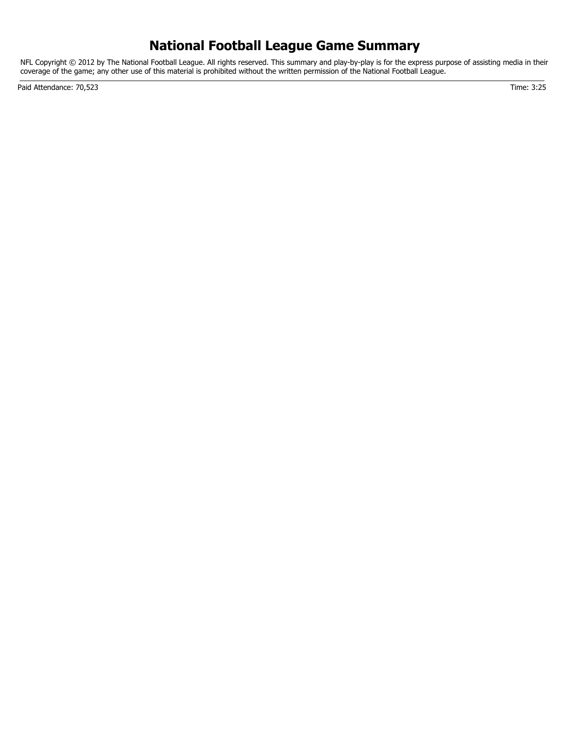# National Football League Game Summary

NFL Copyright © 2012 by The National Football League. All rights reserved. This summary and play-by-play is for the express purpose of assisting media in their coverage of the game; any other use of this material is prohibited without the written permission of the National Football League.

Paid Attendance: 70,523

Time: 3:25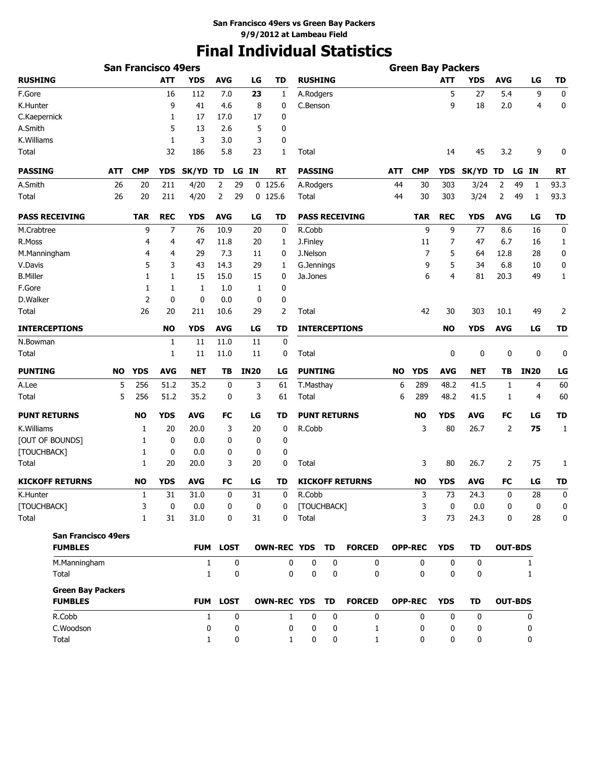**San Francisco 49ers vs Green Bay Packers**
**9/9/2012 at Lambeau Field**

# Final Individual Statistics

## San Francisco 49ers

| RUSHING | ATT | YDS | AVG | LG | TD |
|---|---|---|---|---|---|
| F.Gore | 16 | 112 | 7.0 | **23** | 1 |
| K.Hunter | 9 | 41 | 4.6 | 8 | 0 |
| C.Kaepernick | 1 | 17 | 17.0 | 17 | 0 |
| A.Smith | 5 | 13 | 2.6 | 5 | 0 |
| K.Williams | 1 | 3 | 3.0 | 3 | 0 |
| Total | 32 | 186 | 5.8 | 23 | 1 |

| PASSING | ATT | CMP | YDS | SK/YD | TD | LG | IN | RT |
|---|---|---|---|---|---|---|---|---|
| A.Smith | 26 | 20 | 211 | 4/20 | 2 | 29 | 0 | 125.6 |
| Total | 26 | 20 | 211 | 4/20 | 2 | 29 | 0 | 125.6 |

| PASS RECEIVING | TAR | REC | YDS | AVG | LG | TD |
|---|---|---|---|---|---|---|
| M.Crabtree | 9 | 7 | 76 | 10.9 | 20 | 0 |
| R.Moss | 4 | 4 | 47 | 11.8 | 20 | 1 |
| M.Manningham | 4 | 4 | 29 | 7.3 | 11 | 0 |
| V.Davis | 5 | 3 | 43 | 14.3 | 29 | 1 |
| B.Miller | 1 | 1 | 15 | 15.0 | 15 | 0 |
| F.Gore | 1 | 1 | 1 | 1.0 | 1 | 0 |
| D.Walker | 2 | 0 | 0 | 0.0 | 0 | 0 |
| Total | 26 | 20 | 211 | 10.6 | 29 | 2 |

| INTERCEPTIONS | NO | YDS | AVG | LG | TD |
|---|---|---|---|---|---|
| N.Bowman | 1 | 11 | 11.0 | 11 | 0 |
| Total | 1 | 11 | 11.0 | 11 | 0 |

| PUNTING | NO | YDS | AVG | NET | TB | IN20 | LG |
|---|---|---|---|---|---|---|---|
| A.Lee | 5 | 256 | 51.2 | 35.2 | 0 | 3 | 61 |
| Total | 5 | 256 | 51.2 | 35.2 | 0 | 3 | 61 |

| PUNT RETURNS | NO | YDS | AVG | FC | LG | TD |
|---|---|---|---|---|---|---|
| K.Williams | 1 | 20 | 20.0 | 3 | 20 | 0 |
| [OUT OF BOUNDS] | 1 | 0 | 0.0 | 0 | 0 | 0 |
| [TOUCHBACK] | 1 | 0 | 0.0 | 0 | 0 | 0 |
| Total | 1 | 20 | 20.0 | 3 | 20 | 0 |

| KICKOFF RETURNS | NO | YDS | AVG | FC | LG | TD |
|---|---|---|---|---|---|---|
| K.Hunter | 1 | 31 | 31.0 | 0 | 31 | 0 |
| [TOUCHBACK] | 3 | 0 | 0.0 | 0 | 0 | 0 |
| Total | 1 | 31 | 31.0 | 0 | 31 | 0 |

## Green Bay Packers

| RUSHING | ATT | YDS | AVG | LG | TD |
|---|---|---|---|---|---|
| A.Rodgers | 5 | 27 | 5.4 | 9 | 0 |
| C.Benson | 9 | 18 | 2.0 | 4 | 0 |
| Total | 14 | 45 | 3.2 | 9 | 0 |

| PASSING | ATT | CMP | YDS | SK/YD | TD | LG | IN | RT |
|---|---|---|---|---|---|---|---|---|
| A.Rodgers | 44 | 30 | 303 | 3/24 | 2 | 49 | 1 | 93.3 |
| Total | 44 | 30 | 303 | 3/24 | 2 | 49 | 1 | 93.3 |

| PASS RECEIVING | TAR | REC | YDS | AVG | LG | TD |
|---|---|---|---|---|---|---|
| R.Cobb | 9 | 9 | 77 | 8.6 | 16 | 0 |
| J.Finley | 11 | 7 | 47 | 6.7 | 16 | 1 |
| J.Nelson | 7 | 5 | 64 | 12.8 | 28 | 0 |
| G.Jennings | 9 | 5 | 34 | 6.8 | 10 | 0 |
| Ja.Jones | 6 | 4 | 81 | 20.3 | 49 | 1 |
| Total | 42 | 30 | 303 | 10.1 | 49 | 2 |

| INTERCEPTIONS | NO | YDS | AVG | LG | TD |
|---|---|---|---|---|---|
| Total | 0 | 0 | 0 | 0 | 0 |

| PUNTING | NO | YDS | AVG | NET | TB | IN20 | LG |
|---|---|---|---|---|---|---|---|
| T.Masthay | 6 | 289 | 48.2 | 41.5 | 1 | 4 | 60 |
| Total | 6 | 289 | 48.2 | 41.5 | 1 | 4 | 60 |

| PUNT RETURNS | NO | YDS | AVG | FC | LG | TD |
|---|---|---|---|---|---|---|
| R.Cobb | 3 | 80 | 26.7 | 2 | **75** | 1 |
| Total | 3 | 80 | 26.7 | 2 | 75 | 1 |

| KICKOFF RETURNS | NO | YDS | AVG | FC | LG | TD |
|---|---|---|---|---|---|---|
| R.Cobb | 3 | 73 | 24.3 | 0 | 28 | 0 |
| [TOUCHBACK] | 3 | 0 | 0.0 | 0 | 0 | 0 |
| Total | 3 | 73 | 24.3 | 0 | 28 | 0 |

## San Francisco 49ers

| FUMBLES | FUM | LOST | OWN-REC | YDS | TD | FORCED | OPP-REC | YDS | TD | OUT-BDS |
|---|---|---|---|---|---|---|---|---|---|---|
| M.Manningham | 1 | 0 | 0 | 0 | 0 | 0 | 0 | 0 | 0 | 1 |
| Total | 1 | 0 | 0 | 0 | 0 | 0 | 0 | 0 | 0 | 1 |

## Green Bay Packers

| FUMBLES | FUM | LOST | OWN-REC | YDS | TD | FORCED | OPP-REC | YDS | TD | OUT-BDS |
|---|---|---|---|---|---|---|---|---|---|---|
| R.Cobb | 1 | 0 | 1 | 0 | 0 | 0 | 0 | 0 | 0 | 0 |
| C.Woodson | 0 | 0 | 0 | 0 | 0 | 1 | 0 | 0 | 0 | 0 |
| Total | 1 | 0 | 1 | 0 | 0 | 1 | 0 | 0 | 0 | 0 |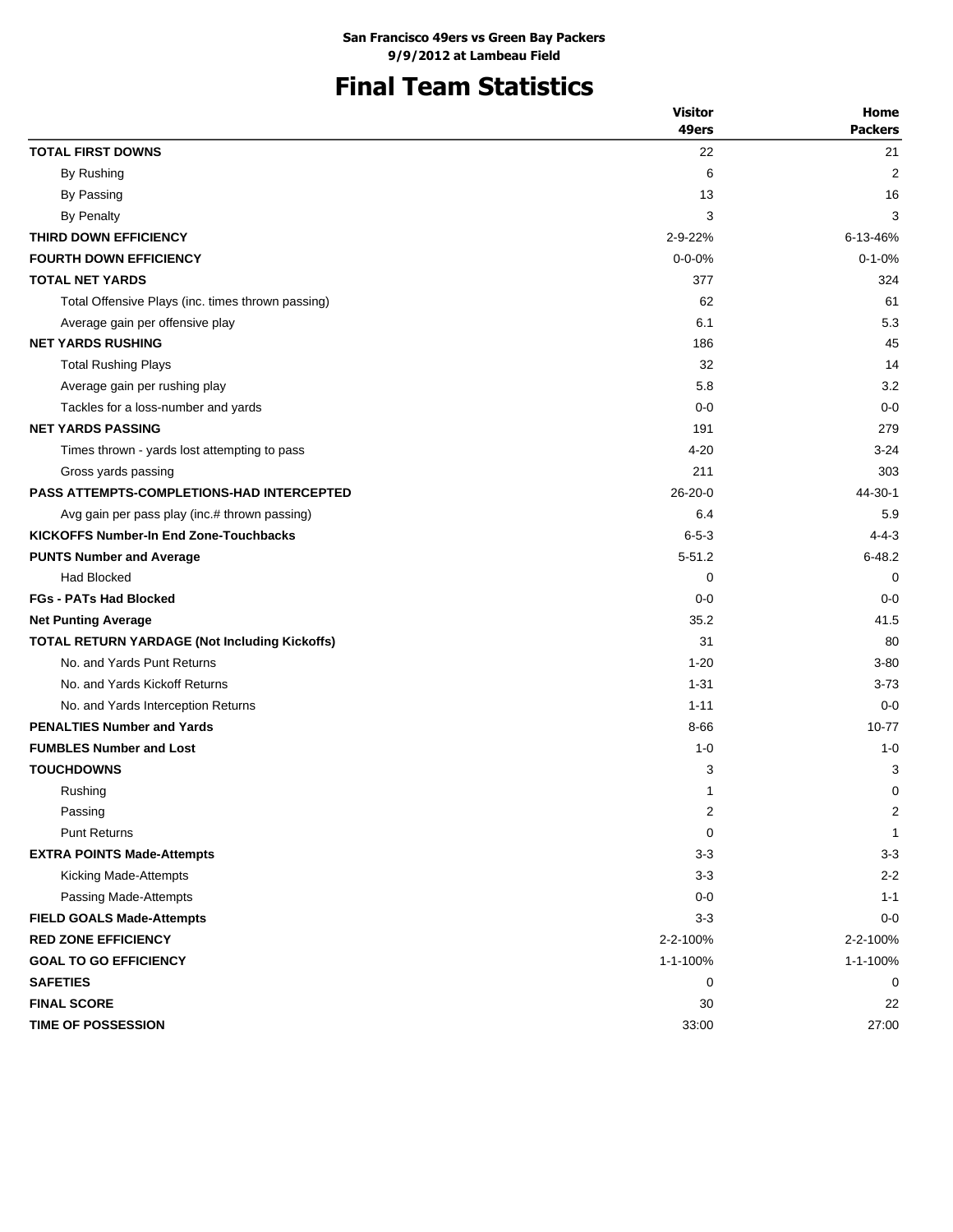**San Francisco 49ers vs Green Bay Packers**
**9/9/2012 at Lambeau Field**

# Final Team Statistics

| | Visitor 49ers | Home Packers |
|---|---|---|
| **TOTAL FIRST DOWNS** | 22 | 21 |
| By Rushing | 6 | 2 |
| By Passing | 13 | 16 |
| By Penalty | 3 | 3 |
| **THIRD DOWN EFFICIENCY** | 2-9-22% | 6-13-46% |
| **FOURTH DOWN EFFICIENCY** | 0-0-0% | 0-1-0% |
| **TOTAL NET YARDS** | 377 | 324 |
| Total Offensive Plays (inc. times thrown passing) | 62 | 61 |
| Average gain per offensive play | 6.1 | 5.3 |
| **NET YARDS RUSHING** | 186 | 45 |
| Total Rushing Plays | 32 | 14 |
| Average gain per rushing play | 5.8 | 3.2 |
| Tackles for a loss-number and yards | 0-0 | 0-0 |
| **NET YARDS PASSING** | 191 | 279 |
| Times thrown - yards lost attempting to pass | 4-20 | 3-24 |
| Gross yards passing | 211 | 303 |
| **PASS ATTEMPTS-COMPLETIONS-HAD INTERCEPTED** | 26-20-0 | 44-30-1 |
| Avg gain per pass play (inc.# thrown passing) | 6.4 | 5.9 |
| **KICKOFFS Number-In End Zone-Touchbacks** | 6-5-3 | 4-4-3 |
| **PUNTS Number and Average** | 5-51.2 | 6-48.2 |
| Had Blocked | 0 | 0 |
| **FGs - PATs Had Blocked** | 0-0 | 0-0 |
| **Net Punting Average** | 35.2 | 41.5 |
| **TOTAL RETURN YARDAGE (Not Including Kickoffs)** | 31 | 80 |
| No. and Yards Punt Returns | 1-20 | 3-80 |
| No. and Yards Kickoff Returns | 1-31 | 3-73 |
| No. and Yards Interception Returns | 1-11 | 0-0 |
| **PENALTIES Number and Yards** | 8-66 | 10-77 |
| **FUMBLES Number and Lost** | 1-0 | 1-0 |
| **TOUCHDOWNS** | 3 | 3 |
| Rushing | 1 | 0 |
| Passing | 2 | 2 |
| Punt Returns | 0 | 1 |
| **EXTRA POINTS Made-Attempts** | 3-3 | 3-3 |
| Kicking Made-Attempts | 3-3 | 2-2 |
| Passing Made-Attempts | 0-0 | 1-1 |
| **FIELD GOALS Made-Attempts** | 3-3 | 0-0 |
| **RED ZONE EFFICIENCY** | 2-2-100% | 2-2-100% |
| **GOAL TO GO EFFICIENCY** | 1-1-100% | 1-1-100% |
| **SAFETIES** | 0 | 0 |
| **FINAL SCORE** | 30 | 22 |
| **TIME OF POSSESSION** | 33:00 | 27:00 |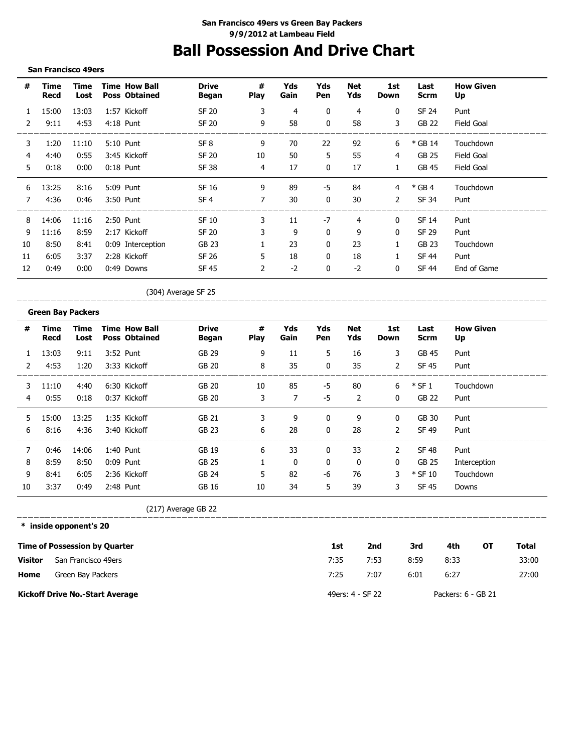**San Francisco 49ers vs Green Bay Packers**
**9/9/2012 at Lambeau Field**

# Ball Possession And Drive Chart

**San Francisco 49ers**

| # | Time Recd | Time Lost | Time Poss | How Ball Obtained | Drive Began | # Play | Yds Gain | Yds Pen | Net Yds | 1st Down | Last Scrm | How Given Up |
|---|---|---|---|---|---|---|---|---|---|---|---|---|
| 1 | 15:00 | 13:03 | 1:57 | Kickoff | SF 20 | 3 | 4 | 0 | 4 | 0 | SF 24 | Punt |
| 2 | 9:11 | 4:53 | 4:18 | Punt | SF 20 | 9 | 58 | 0 | 58 | 3 | GB 22 | Field Goal |
| 3 | 1:20 | 11:10 | 5:10 | Punt | SF 8 | 9 | 70 | 22 | 92 | 6 | * GB 14 | Touchdown |
| 4 | 4:40 | 0:55 | 3:45 | Kickoff | SF 20 | 10 | 50 | 5 | 55 | 4 | GB 25 | Field Goal |
| 5 | 0:18 | 0:00 | 0:18 | Punt | SF 38 | 4 | 17 | 0 | 17 | 1 | GB 45 | Field Goal |
| 6 | 13:25 | 8:16 | 5:09 | Punt | SF 16 | 9 | 89 | -5 | 84 | 4 | * GB 4 | Touchdown |
| 7 | 4:36 | 0:46 | 3:50 | Punt | SF 4 | 7 | 30 | 0 | 30 | 2 | SF 34 | Punt |
| 8 | 14:06 | 11:16 | 2:50 | Punt | SF 10 | 3 | 11 | -7 | 4 | 0 | SF 14 | Punt |
| 9 | 11:16 | 8:59 | 2:17 | Kickoff | SF 20 | 3 | 9 | 0 | 9 | 0 | SF 29 | Punt |
| 10 | 8:50 | 8:41 | 0:09 | Interception | GB 23 | 1 | 23 | 0 | 23 | 1 | GB 23 | Touchdown |
| 11 | 6:05 | 3:37 | 2:28 | Kickoff | SF 26 | 5 | 18 | 0 | 18 | 1 | SF 44 | Punt |
| 12 | 0:49 | 0:00 | 0:49 | Downs | SF 45 | 2 | -2 | 0 | -2 | 0 | SF 44 | End of Game |

(304) Average SF 25

**Green Bay Packers**

| # | Time Recd | Time Lost | Time Poss | How Ball Obtained | Drive Began | # Play | Yds Gain | Yds Pen | Net Yds | 1st Down | Last Scrm | How Given Up |
|---|---|---|---|---|---|---|---|---|---|---|---|---|
| 1 | 13:03 | 9:11 | 3:52 | Punt | GB 29 | 9 | 11 | 5 | 16 | 3 | GB 45 | Punt |
| 2 | 4:53 | 1:20 | 3:33 | Kickoff | GB 20 | 8 | 35 | 0 | 35 | 2 | SF 45 | Punt |
| 3 | 11:10 | 4:40 | 6:30 | Kickoff | GB 20 | 10 | 85 | -5 | 80 | 6 | * SF 1 | Touchdown |
| 4 | 0:55 | 0:18 | 0:37 | Kickoff | GB 20 | 3 | 7 | -5 | 2 | 0 | GB 22 | Punt |
| 5 | 15:00 | 13:25 | 1:35 | Kickoff | GB 21 | 3 | 9 | 0 | 9 | 0 | GB 30 | Punt |
| 6 | 8:16 | 4:36 | 3:40 | Kickoff | GB 23 | 6 | 28 | 0 | 28 | 2 | SF 49 | Punt |
| 7 | 0:46 | 14:06 | 1:40 | Punt | GB 19 | 6 | 33 | 0 | 33 | 2 | SF 48 | Punt |
| 8 | 8:59 | 8:50 | 0:09 | Punt | GB 25 | 1 | 0 | 0 | 0 | 0 | GB 25 | Interception |
| 9 | 8:41 | 6:05 | 2:36 | Kickoff | GB 24 | 5 | 82 | -6 | 76 | 3 | * SF 10 | Touchdown |
| 10 | 3:37 | 0:49 | 2:48 | Punt | GB 16 | 10 | 34 | 5 | 39 | 3 | SF 45 | Downs |

(217) Average GB 22

**\* inside opponent's 20**

| Time of Possession by Quarter | | 1st | 2nd | 3rd | 4th | OT | Total |
|---|---|---|---|---|---|---|---|
| Visitor | San Francisco 49ers | 7:35 | 7:53 | 8:59 | 8:33 | | 33:00 |
| Home | Green Bay Packers | 7:25 | 7:07 | 6:01 | 6:27 | | 27:00 |

**Kickoff Drive No.-Start Average** 49ers: 4 - SF 22 Packers: 6 - GB 21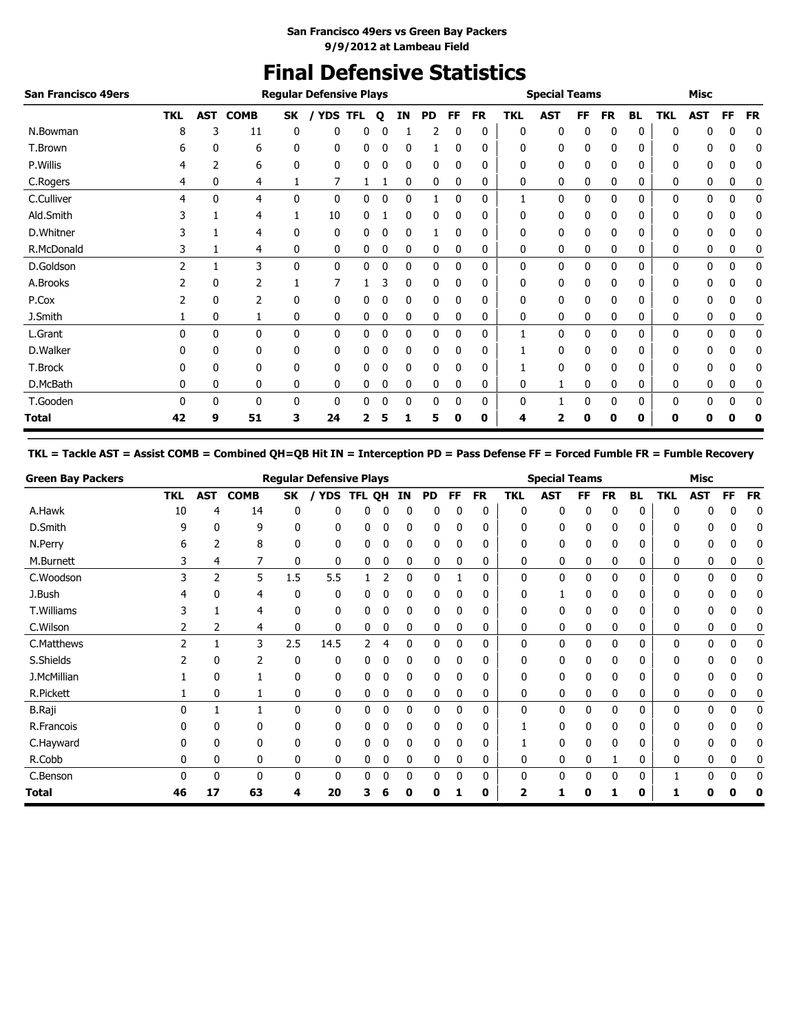**San Francisco 49ers vs Green Bay Packers**
**9/9/2012 at Lambeau Field**

# Final Defensive Statistics

| San Francisco 49ers | Regular Defensive Plays | | | | | | | | | | | Special Teams | | | | | Misc | | | |
|---|---|---|---|---|---|---|---|---|---|---|---|---|---|---|---|---|---|---|---|---|
| | TKL | AST | COMB | SK | / YDS | TFL | Q | IN | PD | FF | FR | TKL | AST | FF | FR | BL | TKL | AST | FF | FR |
| N.Bowman | 8 | 3 | 11 | 0 | 0 | 0 | 0 | 1 | 2 | 0 | 0 | 0 | 0 | 0 | 0 | 0 | 0 | 0 | 0 | 0 |
| T.Brown | 6 | 0 | 6 | 0 | 0 | 0 | 0 | 0 | 1 | 0 | 0 | 0 | 0 | 0 | 0 | 0 | 0 | 0 | 0 | 0 |
| P.Willis | 4 | 2 | 6 | 0 | 0 | 0 | 0 | 0 | 0 | 0 | 0 | 0 | 0 | 0 | 0 | 0 | 0 | 0 | 0 | 0 |
| C.Rogers | 4 | 0 | 4 | 1 | 7 | 1 | 1 | 0 | 0 | 0 | 0 | 0 | 0 | 0 | 0 | 0 | 0 | 0 | 0 | 0 |
| C.Culliver | 4 | 0 | 4 | 0 | 0 | 0 | 0 | 0 | 1 | 0 | 0 | 1 | 0 | 0 | 0 | 0 | 0 | 0 | 0 | 0 |
| Ald.Smith | 3 | 1 | 4 | 1 | 10 | 0 | 1 | 0 | 0 | 0 | 0 | 0 | 0 | 0 | 0 | 0 | 0 | 0 | 0 | 0 |
| D.Whitner | 3 | 1 | 4 | 0 | 0 | 0 | 0 | 0 | 1 | 0 | 0 | 0 | 0 | 0 | 0 | 0 | 0 | 0 | 0 | 0 |
| R.McDonald | 3 | 1 | 4 | 0 | 0 | 0 | 0 | 0 | 0 | 0 | 0 | 0 | 0 | 0 | 0 | 0 | 0 | 0 | 0 | 0 |
| D.Goldson | 2 | 1 | 3 | 0 | 0 | 0 | 0 | 0 | 0 | 0 | 0 | 0 | 0 | 0 | 0 | 0 | 0 | 0 | 0 | 0 |
| A.Brooks | 2 | 0 | 2 | 1 | 7 | 1 | 3 | 0 | 0 | 0 | 0 | 0 | 0 | 0 | 0 | 0 | 0 | 0 | 0 | 0 |
| P.Cox | 2 | 0 | 2 | 0 | 0 | 0 | 0 | 0 | 0 | 0 | 0 | 0 | 0 | 0 | 0 | 0 | 0 | 0 | 0 | 0 |
| J.Smith | 1 | 0 | 1 | 0 | 0 | 0 | 0 | 0 | 0 | 0 | 0 | 0 | 0 | 0 | 0 | 0 | 0 | 0 | 0 | 0 |
| L.Grant | 0 | 0 | 0 | 0 | 0 | 0 | 0 | 0 | 0 | 0 | 0 | 1 | 0 | 0 | 0 | 0 | 0 | 0 | 0 | 0 |
| D.Walker | 0 | 0 | 0 | 0 | 0 | 0 | 0 | 0 | 0 | 0 | 0 | 1 | 0 | 0 | 0 | 0 | 0 | 0 | 0 | 0 |
| T.Brock | 0 | 0 | 0 | 0 | 0 | 0 | 0 | 0 | 0 | 0 | 0 | 1 | 0 | 0 | 0 | 0 | 0 | 0 | 0 | 0 |
| D.McBath | 0 | 0 | 0 | 0 | 0 | 0 | 0 | 0 | 0 | 0 | 0 | 0 | 1 | 0 | 0 | 0 | 0 | 0 | 0 | 0 |
| T.Gooden | 0 | 0 | 0 | 0 | 0 | 0 | 0 | 0 | 0 | 0 | 0 | 0 | 1 | 0 | 0 | 0 | 0 | 0 | 0 | 0 |
| **Total** | **42** | **9** | **51** | **3** | **24** | **2** | **5** | **1** | **5** | **0** | **0** | **4** | **2** | **0** | **0** | **0** | **0** | **0** | **0** | **0** |

**TKL = Tackle AST = Assist COMB = Combined QH=QB Hit IN = Interception PD = Pass Defense FF = Forced Fumble FR = Fumble Recovery**

| Green Bay Packers | Regular Defensive Plays | | | | | | | | | | | Special Teams | | | | | Misc | | | |
|---|---|---|---|---|---|---|---|---|---|---|---|---|---|---|---|---|---|---|---|---|
| | TKL | AST | COMB | SK | / YDS | TFL | QH | IN | PD | FF | FR | TKL | AST | FF | FR | BL | TKL | AST | FF | FR |
| A.Hawk | 10 | 4 | 14 | 0 | 0 | 0 | 0 | 0 | 0 | 0 | 0 | 0 | 0 | 0 | 0 | 0 | 0 | 0 | 0 | 0 |
| D.Smith | 9 | 0 | 9 | 0 | 0 | 0 | 0 | 0 | 0 | 0 | 0 | 0 | 0 | 0 | 0 | 0 | 0 | 0 | 0 | 0 |
| N.Perry | 6 | 2 | 8 | 0 | 0 | 0 | 0 | 0 | 0 | 0 | 0 | 0 | 0 | 0 | 0 | 0 | 0 | 0 | 0 | 0 |
| M.Burnett | 3 | 4 | 7 | 0 | 0 | 0 | 0 | 0 | 0 | 0 | 0 | 0 | 0 | 0 | 0 | 0 | 0 | 0 | 0 | 0 |
| C.Woodson | 3 | 2 | 5 | 1.5 | 5.5 | 1 | 2 | 0 | 0 | 1 | 0 | 0 | 0 | 0 | 0 | 0 | 0 | 0 | 0 | 0 |
| J.Bush | 4 | 0 | 4 | 0 | 0 | 0 | 0 | 0 | 0 | 0 | 0 | 0 | 1 | 0 | 0 | 0 | 0 | 0 | 0 | 0 |
| T.Williams | 3 | 1 | 4 | 0 | 0 | 0 | 0 | 0 | 0 | 0 | 0 | 0 | 0 | 0 | 0 | 0 | 0 | 0 | 0 | 0 |
| C.Wilson | 2 | 2 | 4 | 0 | 0 | 0 | 0 | 0 | 0 | 0 | 0 | 0 | 0 | 0 | 0 | 0 | 0 | 0 | 0 | 0 |
| C.Matthews | 2 | 1 | 3 | 2.5 | 14.5 | 2 | 4 | 0 | 0 | 0 | 0 | 0 | 0 | 0 | 0 | 0 | 0 | 0 | 0 | 0 |
| S.Shields | 2 | 0 | 2 | 0 | 0 | 0 | 0 | 0 | 0 | 0 | 0 | 0 | 0 | 0 | 0 | 0 | 0 | 0 | 0 | 0 |
| J.McMillian | 1 | 0 | 1 | 0 | 0 | 0 | 0 | 0 | 0 | 0 | 0 | 0 | 0 | 0 | 0 | 0 | 0 | 0 | 0 | 0 |
| R.Pickett | 1 | 0 | 1 | 0 | 0 | 0 | 0 | 0 | 0 | 0 | 0 | 0 | 0 | 0 | 0 | 0 | 0 | 0 | 0 | 0 |
| B.Raji | 0 | 1 | 1 | 0 | 0 | 0 | 0 | 0 | 0 | 0 | 0 | 0 | 0 | 0 | 0 | 0 | 0 | 0 | 0 | 0 |
| R.Francois | 0 | 0 | 0 | 0 | 0 | 0 | 0 | 0 | 0 | 0 | 0 | 1 | 0 | 0 | 0 | 0 | 0 | 0 | 0 | 0 |
| C.Hayward | 0 | 0 | 0 | 0 | 0 | 0 | 0 | 0 | 0 | 0 | 0 | 1 | 0 | 0 | 0 | 0 | 0 | 0 | 0 | 0 |
| R.Cobb | 0 | 0 | 0 | 0 | 0 | 0 | 0 | 0 | 0 | 0 | 0 | 0 | 0 | 0 | 1 | 0 | 0 | 0 | 0 | 0 |
| C.Benson | 0 | 0 | 0 | 0 | 0 | 0 | 0 | 0 | 0 | 0 | 0 | 0 | 0 | 0 | 0 | 0 | 1 | 0 | 0 | 0 |
| **Total** | **46** | **17** | **63** | **4** | **20** | **3** | **6** | **0** | **0** | **1** | **0** | **2** | **1** | **0** | **1** | **0** | **1** | **0** | **0** | **0** |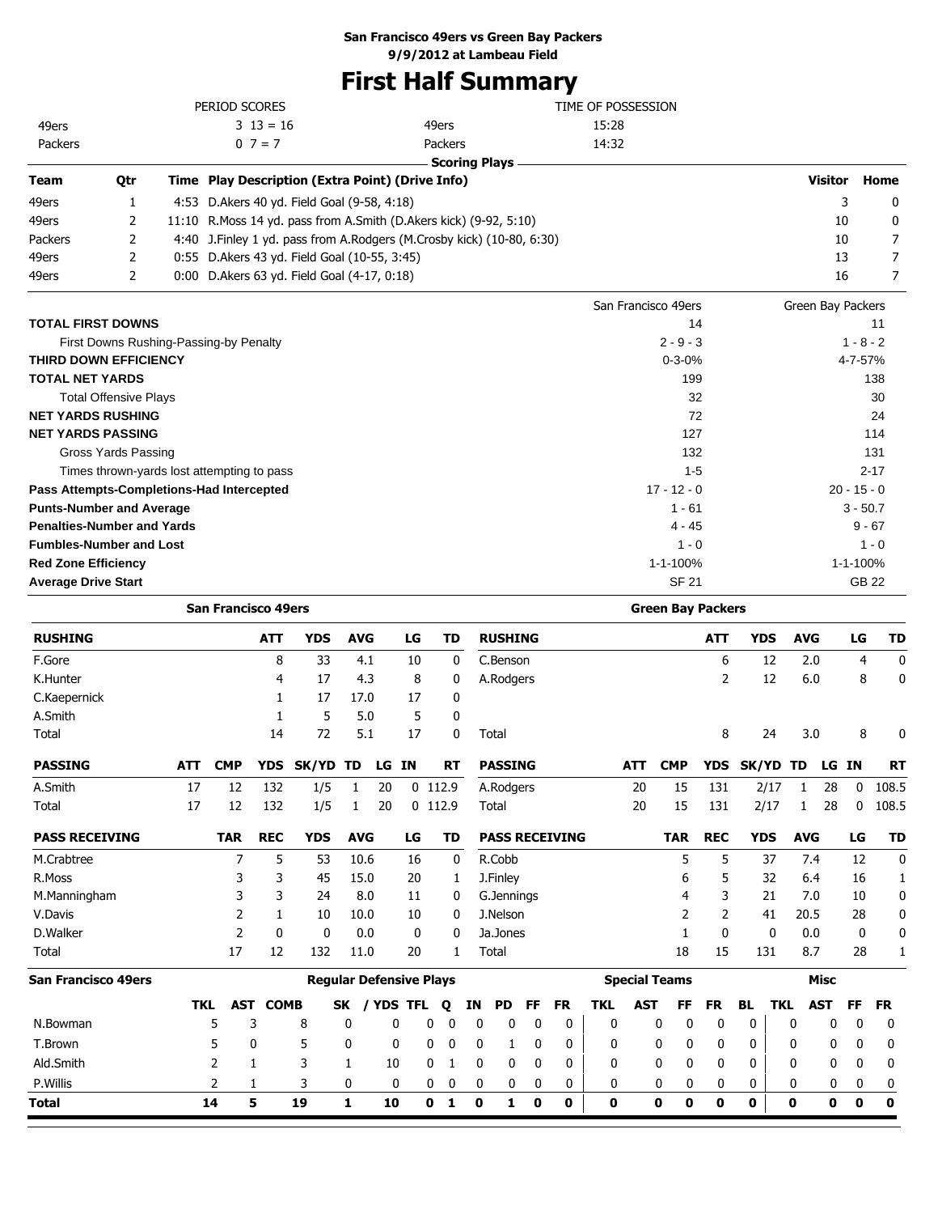**San Francisco 49ers vs Green Bay Packers**
**9/9/2012 at Lambeau Field**

# First Half Summary

| PERIOD SCORES | | TIME OF POSSESSION | |
|---|---|---|---|
| 49ers | 3 13 = 16 | 49ers | 15:28 |
| Packers | 0 7 = 7 | Packers | 14:32 |

**Scoring Plays**

| Team | Qtr | Time | Play Description (Extra Point) (Drive Info) | Visitor | Home |
|---|---|---|---|---|---|
| 49ers | 1 | 4:53 | D.Akers 40 yd. Field Goal (9-58, 4:18) | 3 | 0 |
| 49ers | 2 | 11:10 | R.Moss 14 yd. pass from A.Smith (D.Akers kick) (9-92, 5:10) | 10 | 0 |
| Packers | 2 | 4:40 | J.Finley 1 yd. pass from A.Rodgers (M.Crosby kick) (10-80, 6:30) | 10 | 7 |
| 49ers | 2 | 0:55 | D.Akers 43 yd. Field Goal (10-55, 3:45) | 13 | 7 |
| 49ers | 2 | 0:00 | D.Akers 63 yd. Field Goal (4-17, 0:18) | 16 | 7 |

| | San Francisco 49ers | Green Bay Packers |
|---|---|---|
| **TOTAL FIRST DOWNS** | 14 | 11 |
| First Downs Rushing-Passing-by Penalty | 2 - 9 - 3 | 1 - 8 - 2 |
| **THIRD DOWN EFFICIENCY** | 0-3-0% | 4-7-57% |
| **TOTAL NET YARDS** | 199 | 138 |
| Total Offensive Plays | 32 | 30 |
| **NET YARDS RUSHING** | 72 | 24 |
| **NET YARDS PASSING** | 127 | 114 |
| Gross Yards Passing | 132 | 131 |
| Times thrown-yards lost attempting to pass | 1-5 | 2-17 |
| **Pass Attempts-Completions-Had Intercepted** | 17 - 12 - 0 | 20 - 15 - 0 |
| **Punts-Number and Average** | 1 - 61 | 3 - 50.7 |
| **Penalties-Number and Yards** | 4 - 45 | 9 - 67 |
| **Fumbles-Number and Lost** | 1 - 0 | 1 - 0 |
| **Red Zone Efficiency** | 1-1-100% | 1-1-100% |
| **Average Drive Start** | SF 21 | GB 22 |

**San Francisco 49ers**

| RUSHING | ATT | YDS | AVG | LG | TD |
|---|---|---|---|---|---|
| F.Gore | 8 | 33 | 4.1 | 10 | 0 |
| K.Hunter | 4 | 17 | 4.3 | 8 | 0 |
| C.Kaepernick | 1 | 17 | 17.0 | 17 | 0 |
| A.Smith | 1 | 5 | 5.0 | 5 | 0 |
| Total | 14 | 72 | 5.1 | 17 | 0 |

| PASSING | ATT | CMP | YDS | SK/YD | TD | LG | IN | RT |
|---|---|---|---|---|---|---|---|---|
| A.Smith | 17 | 12 | 132 | 1/5 | 1 | 20 | 0 | 112.9 |
| Total | 17 | 12 | 132 | 1/5 | 1 | 20 | 0 | 112.9 |

| PASS RECEIVING | TAR | REC | YDS | AVG | LG | TD |
|---|---|---|---|---|---|---|
| M.Crabtree | 7 | 5 | 53 | 10.6 | 16 | 0 |
| R.Moss | 3 | 3 | 45 | 15.0 | 20 | 1 |
| M.Manningham | 3 | 3 | 24 | 8.0 | 11 | 0 |
| V.Davis | 2 | 1 | 10 | 10.0 | 10 | 0 |
| D.Walker | 2 | 0 | 0 | 0.0 | 0 | 0 |
| Total | 17 | 12 | 132 | 11.0 | 20 | 1 |

**Green Bay Packers**

| RUSHING | ATT | YDS | AVG | LG | TD |
|---|---|---|---|---|---|
| C.Benson | 6 | 12 | 2.0 | 4 | 0 |
| A.Rodgers | 2 | 12 | 6.0 | 8 | 0 |
| Total | 8 | 24 | 3.0 | 8 | 0 |

| PASSING | ATT | CMP | YDS | SK/YD | TD | LG | IN | RT |
|---|---|---|---|---|---|---|---|---|
| A.Rodgers | 20 | 15 | 131 | 2/17 | 1 | 28 | 0 | 108.5 |
| Total | 20 | 15 | 131 | 2/17 | 1 | 28 | 0 | 108.5 |

| PASS RECEIVING | TAR | REC | YDS | AVG | LG | TD |
|---|---|---|---|---|---|---|
| R.Cobb | 5 | 5 | 37 | 7.4 | 12 | 0 |
| J.Finley | 6 | 5 | 32 | 6.4 | 16 | 1 |
| G.Jennings | 4 | 3 | 21 | 7.0 | 10 | 0 |
| J.Nelson | 2 | 2 | 41 | 20.5 | 28 | 0 |
| Ja.Jones | 1 | 0 | 0 | 0.0 | 0 | 0 |
| Total | 18 | 15 | 131 | 8.7 | 28 | 1 |

| San Francisco 49ers | Regular Defensive Plays | | | | | | | | | | | | Special Teams | | | | | Misc | | | |
|---|---|---|---|---|---|---|---|---|---|---|---|---|---|---|---|---|---|---|---|---|---|
| | TKL | AST | COMB | SK | / YDS | TFL | Q | IN | PD | FF | FR | TKL | AST | FF | FR | BL | TKL | AST | FF | FR |
| N.Bowman | 5 | 3 | 8 | 0 | 0 | 0 | 0 | 0 | 0 | 0 | 0 | 0 | 0 | 0 | 0 | 0 | 0 | 0 | 0 | 0 |
| T.Brown | 5 | 0 | 5 | 0 | 0 | 0 | 0 | 0 | 1 | 0 | 0 | 0 | 0 | 0 | 0 | 0 | 0 | 0 | 0 | 0 |
| Ald.Smith | 2 | 1 | 3 | 1 | 10 | 0 | 1 | 0 | 0 | 0 | 0 | 0 | 0 | 0 | 0 | 0 | 0 | 0 | 0 | 0 |
| P.Willis | 2 | 1 | 3 | 0 | 0 | 0 | 0 | 0 | 0 | 0 | 0 | 0 | 0 | 0 | 0 | 0 | 0 | 0 | 0 | 0 |
| **Total** | **14** | **5** | **19** | **1** | **10** | **0** | **1** | **0** | **1** | **0** | **0** | **0** | **0** | **0** | **0** | **0** | **0** | **0** | **0** | **0** |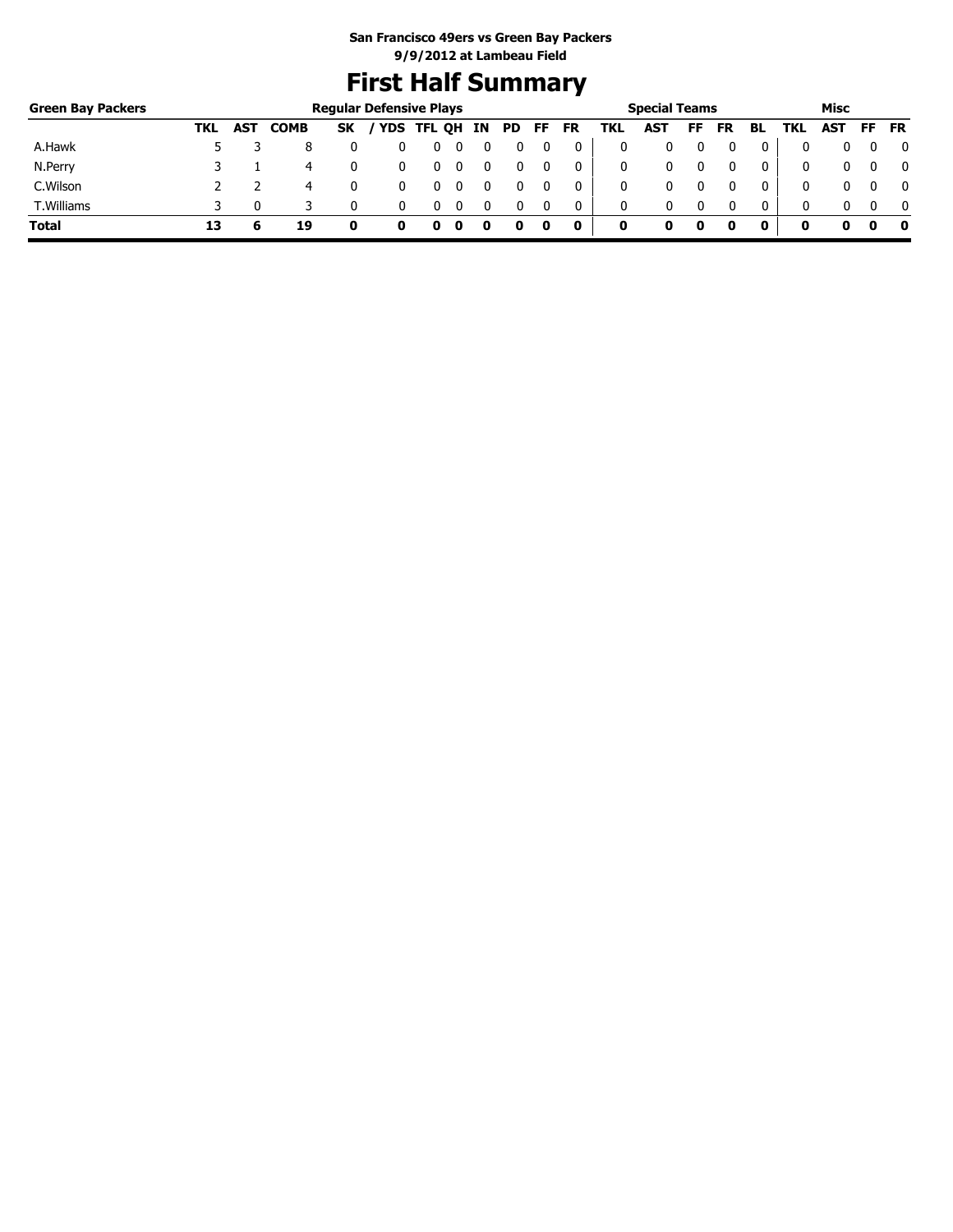**San Francisco 49ers vs Green Bay Packers**
**9/9/2012 at Lambeau Field**

# First Half Summary

| Green Bay Packers | Regular Defensive Plays | | | | | | | | | | | Special Teams | | | | | Misc | | | |
|---|---|---|---|---|---|---|---|---|---|---|---|---|---|---|---|---|---|---|---|---|
| | TKL | AST | COMB | SK | / YDS | TFL | QH | IN | PD | FF | FR | TKL | AST | FF | FR | BL | TKL | AST | FF | FR |
| A.Hawk | 5 | 3 | 8 | 0 | 0 | 0 | 0 | 0 | 0 | 0 | 0 | 0 | 0 | 0 | 0 | 0 | 0 | 0 | 0 | 0 |
| N.Perry | 3 | 1 | 4 | 0 | 0 | 0 | 0 | 0 | 0 | 0 | 0 | 0 | 0 | 0 | 0 | 0 | 0 | 0 | 0 | 0 |
| C.Wilson | 2 | 2 | 4 | 0 | 0 | 0 | 0 | 0 | 0 | 0 | 0 | 0 | 0 | 0 | 0 | 0 | 0 | 0 | 0 | 0 |
| T.Williams | 3 | 0 | 3 | 0 | 0 | 0 | 0 | 0 | 0 | 0 | 0 | 0 | 0 | 0 | 0 | 0 | 0 | 0 | 0 | 0 |
| **Total** | **13** | **6** | **19** | **0** | **0** | **0** | **0** | **0** | **0** | **0** | **0** | **0** | **0** | **0** | **0** | **0** | **0** | **0** | **0** | **0** |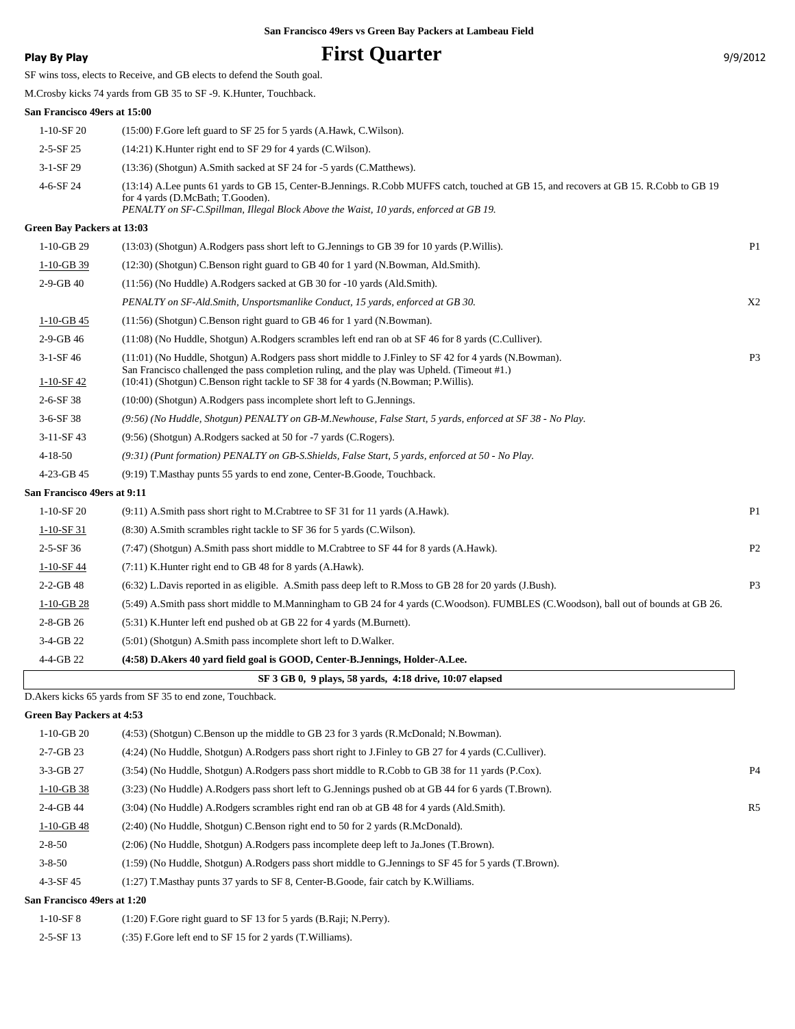San Francisco 49ers vs Green Bay Packers at Lambeau Field

**Play By Play**

# First Quarter

9/9/2012

SF wins toss, elects to Receive, and GB elects to defend the South goal.

M.Crosby kicks 74 yards from GB 35 to SF -9. K.Hunter, Touchback.

**San Francisco 49ers at 15:00**

| | | |
|---|---|---|
| 1-10-SF 20 | (15:00) F.Gore left guard to SF 25 for 5 yards (A.Hawk, C.Wilson). | |
| 2-5-SF 25 | (14:21) K.Hunter right end to SF 29 for 4 yards (C.Wilson). | |
| 3-1-SF 29 | (13:36) (Shotgun) A.Smith sacked at SF 24 for -5 yards (C.Matthews). | |
| 4-6-SF 24 | (13:14) A.Lee punts 61 yards to GB 15, Center-B.Jennings. R.Cobb MUFFS catch, touched at GB 15, and recovers at GB 15. R.Cobb to GB 19 for 4 yards (D.McBath; T.Gooden). *PENALTY on SF-C.Spillman, Illegal Block Above the Waist, 10 yards, enforced at GB 19.* | |

**Green Bay Packers at 13:03**

| | | |
|---|---|---|
| 1-10-GB 29 | (13:03) (Shotgun) A.Rodgers pass short left to G.Jennings to GB 39 for 10 yards (P.Willis). | P1 |
| 1-10-GB 39 | (12:30) (Shotgun) C.Benson right guard to GB 40 for 1 yard (N.Bowman, Ald.Smith). | |
| 2-9-GB 40 | (11:56) (No Huddle) A.Rodgers sacked at GB 30 for -10 yards (Ald.Smith). | |
| | *PENALTY on SF-Ald.Smith, Unsportsmanlike Conduct, 15 yards, enforced at GB 30.* | X2 |
| 1-10-GB 45 | (11:56) (Shotgun) C.Benson right guard to GB 46 for 1 yard (N.Bowman). | |
| 2-9-GB 46 | (11:08) (No Huddle, Shotgun) A.Rodgers scrambles left end ran ob at SF 46 for 8 yards (C.Culliver). | |
| 3-1-SF 46 | (11:01) (No Huddle, Shotgun) A.Rodgers pass short middle to J.Finley to SF 42 for 4 yards (N.Bowman). San Francisco challenged the pass completion ruling, and the play was Upheld. (Timeout #1.) | P3 |
| 1-10-SF 42 | (10:41) (Shotgun) C.Benson right tackle to SF 38 for 4 yards (N.Bowman; P.Willis). | |
| 2-6-SF 38 | (10:00) (Shotgun) A.Rodgers pass incomplete short left to G.Jennings. | |
| 3-6-SF 38 | *(9:56) (No Huddle, Shotgun) PENALTY on GB-M.Newhouse, False Start, 5 yards, enforced at SF 38 - No Play.* | |
| 3-11-SF 43 | (9:56) (Shotgun) A.Rodgers sacked at 50 for -7 yards (C.Rogers). | |
| 4-18-50 | *(9:31) (Punt formation) PENALTY on GB-S.Shields, False Start, 5 yards, enforced at 50 - No Play.* | |
| 4-23-GB 45 | (9:19) T.Masthay punts 55 yards to end zone, Center-B.Goode, Touchback. | |

**San Francisco 49ers at 9:11**

| | | |
|---|---|---|
| 1-10-SF 20 | (9:11) A.Smith pass short right to M.Crabtree to SF 31 for 11 yards (A.Hawk). | P1 |
| 1-10-SF 31 | (8:30) A.Smith scrambles right tackle to SF 36 for 5 yards (C.Wilson). | |
| 2-5-SF 36 | (7:47) (Shotgun) A.Smith pass short middle to M.Crabtree to SF 44 for 8 yards (A.Hawk). | P2 |
| 1-10-SF 44 | (7:11) K.Hunter right end to GB 48 for 8 yards (A.Hawk). | |
| 2-2-GB 48 | (6:32) L.Davis reported in as eligible. A.Smith pass deep left to R.Moss to GB 28 for 20 yards (J.Bush). | P3 |
| 1-10-GB 28 | (5:49) A.Smith pass short middle to M.Manningham to GB 24 for 4 yards (C.Woodson). FUMBLES (C.Woodson), ball out of bounds at GB 26. | |
| 2-8-GB 26 | (5:31) K.Hunter left end pushed ob at GB 22 for 4 yards (M.Burnett). | |
| 3-4-GB 22 | (5:01) (Shotgun) A.Smith pass incomplete short left to D.Walker. | |
| 4-4-GB 22 | **(4:58) D.Akers 40 yard field goal is GOOD, Center-B.Jennings, Holder-A.Lee.** | |

**SF 3 GB 0, 9 plays, 58 yards, 4:18 drive, 10:07 elapsed**

D.Akers kicks 65 yards from SF 35 to end zone, Touchback.

**Green Bay Packers at 4:53**

| | | |
|---|---|---|
| 1-10-GB 20 | (4:53) (Shotgun) C.Benson up the middle to GB 23 for 3 yards (R.McDonald; N.Bowman). | |
| 2-7-GB 23 | (4:24) (No Huddle, Shotgun) A.Rodgers pass short right to J.Finley to GB 27 for 4 yards (C.Culliver). | |
| 3-3-GB 27 | (3:54) (No Huddle, Shotgun) A.Rodgers pass short middle to R.Cobb to GB 38 for 11 yards (P.Cox). | P4 |
| 1-10-GB 38 | (3:23) (No Huddle) A.Rodgers pass short left to G.Jennings pushed ob at GB 44 for 6 yards (T.Brown). | |
| 2-4-GB 44 | (3:04) (No Huddle) A.Rodgers scrambles right end ran ob at GB 48 for 4 yards (Ald.Smith). | R5 |
| 1-10-GB 48 | (2:40) (No Huddle, Shotgun) C.Benson right end to 50 for 2 yards (R.McDonald). | |
| 2-8-50 | (2:06) (No Huddle, Shotgun) A.Rodgers pass incomplete deep left to Ja.Jones (T.Brown). | |
| 3-8-50 | (1:59) (No Huddle, Shotgun) A.Rodgers pass short middle to G.Jennings to SF 45 for 5 yards (T.Brown). | |
| 4-3-SF 45 | (1:27) T.Masthay punts 37 yards to SF 8, Center-B.Goode, fair catch by K.Williams. | |

**San Francisco 49ers at 1:20**

| | | |
|---|---|---|
| 1-10-SF 8 | (1:20) F.Gore right guard to SF 13 for 5 yards (B.Raji; N.Perry). | |
| 2-5-SF 13 | (:35) F.Gore left end to SF 15 for 2 yards (T.Williams). | |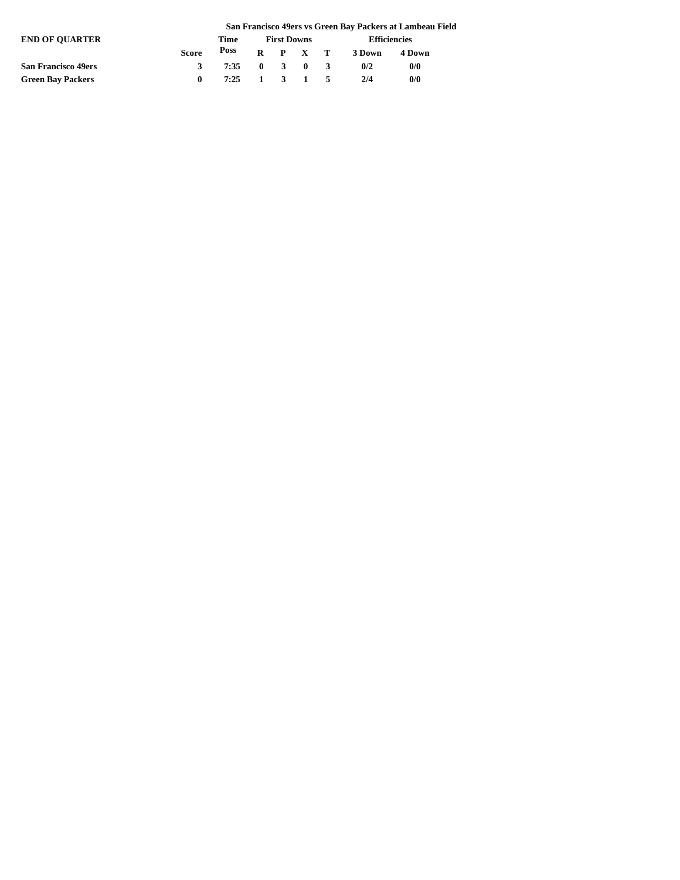**San Francisco 49ers vs Green Bay Packers at Lambeau Field**

| END OF QUARTER | Score | Time Poss | First Downs | | | | Efficiencies | |
|---|---|---|---|---|---|---|---|---|
| | | | R | P | X | T | 3 Down | 4 Down |
| **San Francisco 49ers** | 3 | 7:35 | 0 | 3 | 0 | 3 | 0/2 | 0/0 |
| **Green Bay Packers** | 0 | 7:25 | 1 | 3 | 1 | 5 | 2/4 | 0/0 |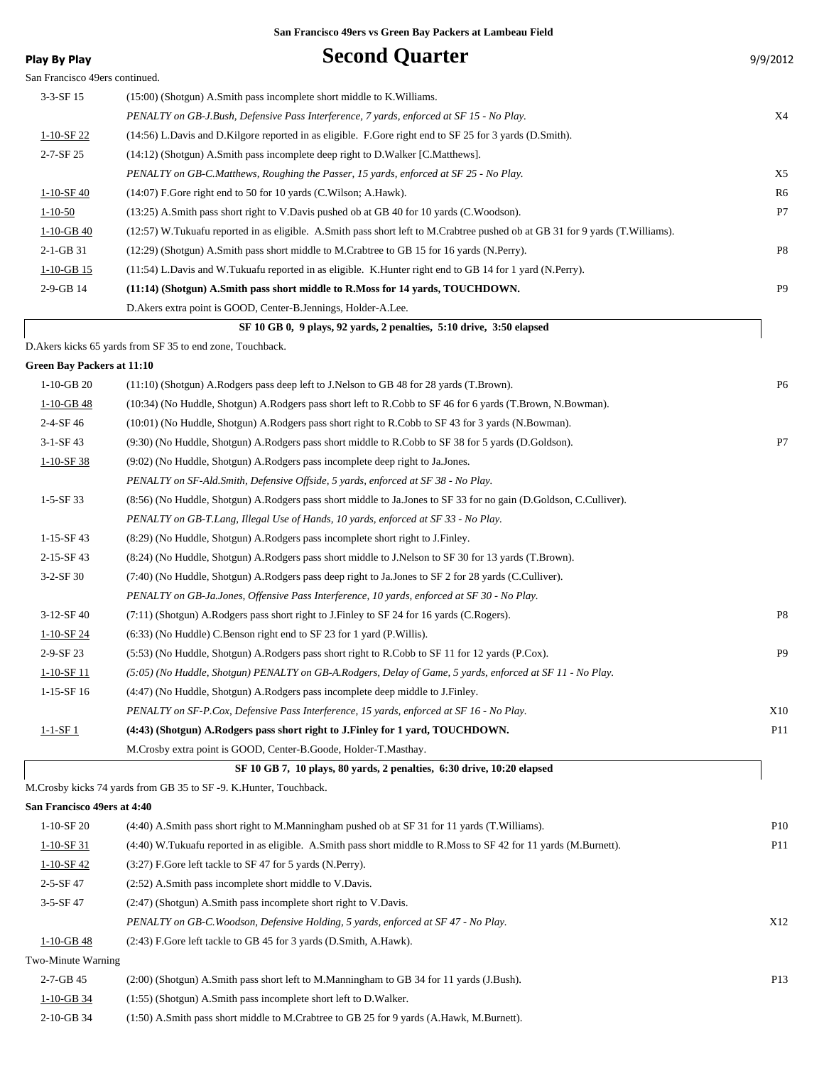San Francisco 49ers vs Green Bay Packers at Lambeau Field

**Play By Play**

# Second Quarter

9/9/2012

San Francisco 49ers continued.

| | | |
|---|---|---|
| 3-3-SF 15 | (15:00) (Shotgun) A.Smith pass incomplete short middle to K.Williams. | |
| | *PENALTY on GB-J.Bush, Defensive Pass Interference, 7 yards, enforced at SF 15 - No Play.* | X4 |
| 1-10-SF 22 | (14:56) L.Davis and D.Kilgore reported in as eligible. F.Gore right end to SF 25 for 3 yards (D.Smith). | |
| 2-7-SF 25 | (14:12) (Shotgun) A.Smith pass incomplete deep right to D.Walker [C.Matthews]. | |
| | *PENALTY on GB-C.Matthews, Roughing the Passer, 15 yards, enforced at SF 25 - No Play.* | X5 |
| 1-10-SF 40 | (14:07) F.Gore right end to 50 for 10 yards (C.Wilson; A.Hawk). | R6 |
| 1-10-50 | (13:25) A.Smith pass short right to V.Davis pushed ob at GB 40 for 10 yards (C.Woodson). | P7 |
| 1-10-GB 40 | (12:57) W.Tukuafu reported in as eligible. A.Smith pass short left to M.Crabtree pushed ob at GB 31 for 9 yards (T.Williams). | |
| 2-1-GB 31 | (12:29) (Shotgun) A.Smith pass short middle to M.Crabtree to GB 15 for 16 yards (N.Perry). | P8 |
| 1-10-GB 15 | (11:54) L.Davis and W.Tukuafu reported in as eligible. K.Hunter right end to GB 14 for 1 yard (N.Perry). | |
| 2-9-GB 14 | **(11:14) (Shotgun) A.Smith pass short middle to R.Moss for 14 yards, TOUCHDOWN.** | P9 |
| | D.Akers extra point is GOOD, Center-B.Jennings, Holder-A.Lee. | |

**SF 10 GB 0, 9 plays, 92 yards, 2 penalties, 5:10 drive, 3:50 elapsed**

D.Akers kicks 65 yards from SF 35 to end zone, Touchback.

**Green Bay Packers at 11:10**

| | | |
|---|---|---|
| 1-10-GB 20 | (11:10) (Shotgun) A.Rodgers pass deep left to J.Nelson to GB 48 for 28 yards (T.Brown). | P6 |
| 1-10-GB 48 | (10:34) (No Huddle, Shotgun) A.Rodgers pass short left to R.Cobb to SF 46 for 6 yards (T.Brown, N.Bowman). | |
| 2-4-SF 46 | (10:01) (No Huddle, Shotgun) A.Rodgers pass short right to R.Cobb to SF 43 for 3 yards (N.Bowman). | |
| 3-1-SF 43 | (9:30) (No Huddle, Shotgun) A.Rodgers pass short middle to R.Cobb to SF 38 for 5 yards (D.Goldson). | P7 |
| 1-10-SF 38 | (9:02) (No Huddle, Shotgun) A.Rodgers pass incomplete deep right to Ja.Jones. | |
| | *PENALTY on SF-Ald.Smith, Defensive Offside, 5 yards, enforced at SF 38 - No Play.* | |
| 1-5-SF 33 | (8:56) (No Huddle, Shotgun) A.Rodgers pass short middle to Ja.Jones to SF 33 for no gain (D.Goldson, C.Culliver). | |
| | *PENALTY on GB-T.Lang, Illegal Use of Hands, 10 yards, enforced at SF 33 - No Play.* | |
| 1-15-SF 43 | (8:29) (No Huddle, Shotgun) A.Rodgers pass incomplete short right to J.Finley. | |
| 2-15-SF 43 | (8:24) (No Huddle, Shotgun) A.Rodgers pass short middle to J.Nelson to SF 30 for 13 yards (T.Brown). | |
| 3-2-SF 30 | (7:40) (No Huddle, Shotgun) A.Rodgers pass deep right to Ja.Jones to SF 2 for 28 yards (C.Culliver). | |
| | *PENALTY on GB-Ja.Jones, Offensive Pass Interference, 10 yards, enforced at SF 30 - No Play.* | |
| 3-12-SF 40 | (7:11) (Shotgun) A.Rodgers pass short right to J.Finley to SF 24 for 16 yards (C.Rogers). | P8 |
| 1-10-SF 24 | (6:33) (No Huddle) C.Benson right end to SF 23 for 1 yard (P.Willis). | |
| 2-9-SF 23 | (5:53) (No Huddle, Shotgun) A.Rodgers pass short right to R.Cobb to SF 11 for 12 yards (P.Cox). | P9 |
| 1-10-SF 11 | *(5:05) (No Huddle, Shotgun) PENALTY on GB-A.Rodgers, Delay of Game, 5 yards, enforced at SF 11 - No Play.* | |
| 1-15-SF 16 | (4:47) (No Huddle, Shotgun) A.Rodgers pass incomplete deep middle to J.Finley. | |
| | *PENALTY on SF-P.Cox, Defensive Pass Interference, 15 yards, enforced at SF 16 - No Play.* | X10 |
| 1-1-SF 1 | **(4:43) (Shotgun) A.Rodgers pass short right to J.Finley for 1 yard, TOUCHDOWN.** | P11 |
| | M.Crosby extra point is GOOD, Center-B.Goode, Holder-T.Masthay. | |

**SF 10 GB 7, 10 plays, 80 yards, 2 penalties, 6:30 drive, 10:20 elapsed**

M.Crosby kicks 74 yards from GB 35 to SF -9. K.Hunter, Touchback.

**San Francisco 49ers at 4:40**

| | | |
|---|---|---|
| 1-10-SF 20 | (4:40) A.Smith pass short right to M.Manningham pushed ob at SF 31 for 11 yards (T.Williams). | P10 |
| 1-10-SF 31 | (4:40) W.Tukuafu reported in as eligible. A.Smith pass short middle to R.Moss to SF 42 for 11 yards (M.Burnett). | P11 |
| 1-10-SF 42 | (3:27) F.Gore left tackle to SF 47 for 5 yards (N.Perry). | |
| 2-5-SF 47 | (2:52) A.Smith pass incomplete short middle to V.Davis. | |
| 3-5-SF 47 | (2:47) (Shotgun) A.Smith pass incomplete short right to V.Davis. | |
| | *PENALTY on GB-C.Woodson, Defensive Holding, 5 yards, enforced at SF 47 - No Play.* | X12 |
| 1-10-GB 48 | (2:43) F.Gore left tackle to GB 45 for 3 yards (D.Smith, A.Hawk). | |
| Two-Minute Warning | | |
| 2-7-GB 45 | (2:00) (Shotgun) A.Smith pass short left to M.Manningham to GB 34 for 11 yards (J.Bush). | P13 |
| 1-10-GB 34 | (1:55) (Shotgun) A.Smith pass incomplete short left to D.Walker. | |
| 2-10-GB 34 | (1:50) A.Smith pass short middle to M.Crabtree to GB 25 for 9 yards (A.Hawk, M.Burnett). | |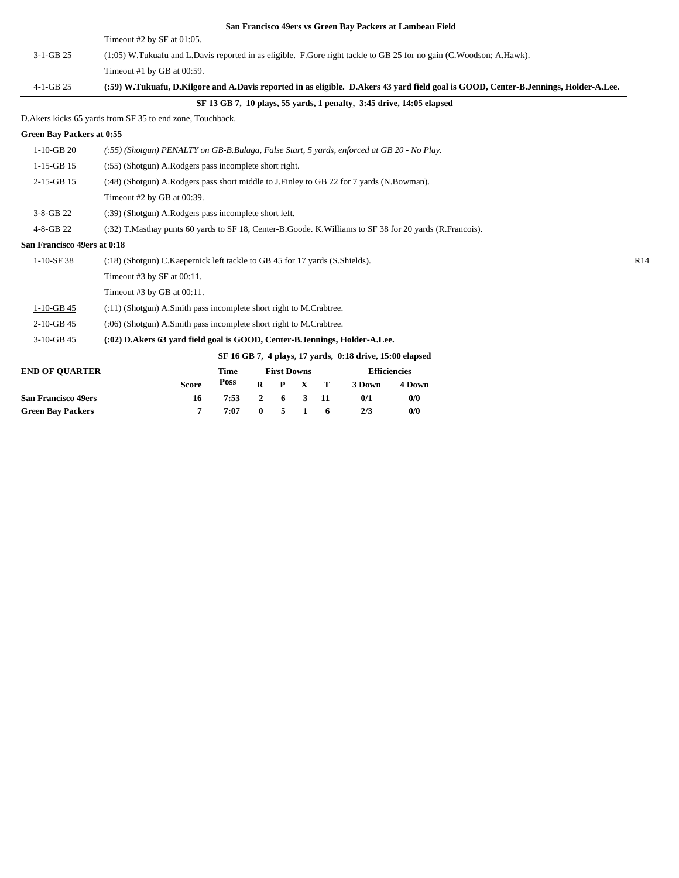**San Francisco 49ers vs Green Bay Packers at Lambeau Field**

| | |
|---|---|
| | Timeout #2 by SF at 01:05. |
| 3-1-GB 25 | (1:05) W.Tukuafu and L.Davis reported in as eligible. F.Gore right tackle to GB 25 for no gain (C.Woodson; A.Hawk). |
| | Timeout #1 by GB at 00:59. |
| 4-1-GB 25 | **(:59) W.Tukuafu, D.Kilgore and A.Davis reported in as eligible. D.Akers 43 yard field goal is GOOD, Center-B.Jennings, Holder-A.Lee.** |

**SF 13 GB 7, 10 plays, 55 yards, 1 penalty, 3:45 drive, 14:05 elapsed**

D.Akers kicks 65 yards from SF 35 to end zone, Touchback.

**Green Bay Packers at 0:55**

| | |
|---|---|
| 1-10-GB 20 | *(:55) (Shotgun) PENALTY on GB-B.Bulaga, False Start, 5 yards, enforced at GB 20 - No Play.* |
| 1-15-GB 15 | (:55) (Shotgun) A.Rodgers pass incomplete short right. |
| 2-15-GB 15 | (:48) (Shotgun) A.Rodgers pass short middle to J.Finley to GB 22 for 7 yards (N.Bowman). |
| | Timeout #2 by GB at 00:39. |
| 3-8-GB 22 | (:39) (Shotgun) A.Rodgers pass incomplete short left. |
| 4-8-GB 22 | (:32) T.Masthay punts 60 yards to SF 18, Center-B.Goode. K.Williams to SF 38 for 20 yards (R.Francois). |

**San Francisco 49ers at 0:18**

| | | |
|---|---|---|
| 1-10-SF 38 | (:18) (Shotgun) C.Kaepernick left tackle to GB 45 for 17 yards (S.Shields). | R14 |
| | Timeout #3 by SF at 00:11. | |
| | Timeout #3 by GB at 00:11. | |
| 1-10-GB 45 | (:11) (Shotgun) A.Smith pass incomplete short right to M.Crabtree. | |
| 2-10-GB 45 | (:06) (Shotgun) A.Smith pass incomplete short right to M.Crabtree. | |
| 3-10-GB 45 | **(:02) D.Akers 63 yard field goal is GOOD, Center-B.Jennings, Holder-A.Lee.** | |

**SF 16 GB 7, 4 plays, 17 yards, 0:18 drive, 15:00 elapsed**

| END OF QUARTER | Score | Time Poss | First Downs R | P | X | T | Efficiencies 3 Down | 4 Down |
|---|---|---|---|---|---|---|---|---|
| **San Francisco 49ers** | 16 | 7:53 | 2 | 6 | 3 | 11 | 0/1 | 0/0 |
| **Green Bay Packers** | 7 | 7:07 | 0 | 5 | 1 | 6 | 2/3 | 0/0 |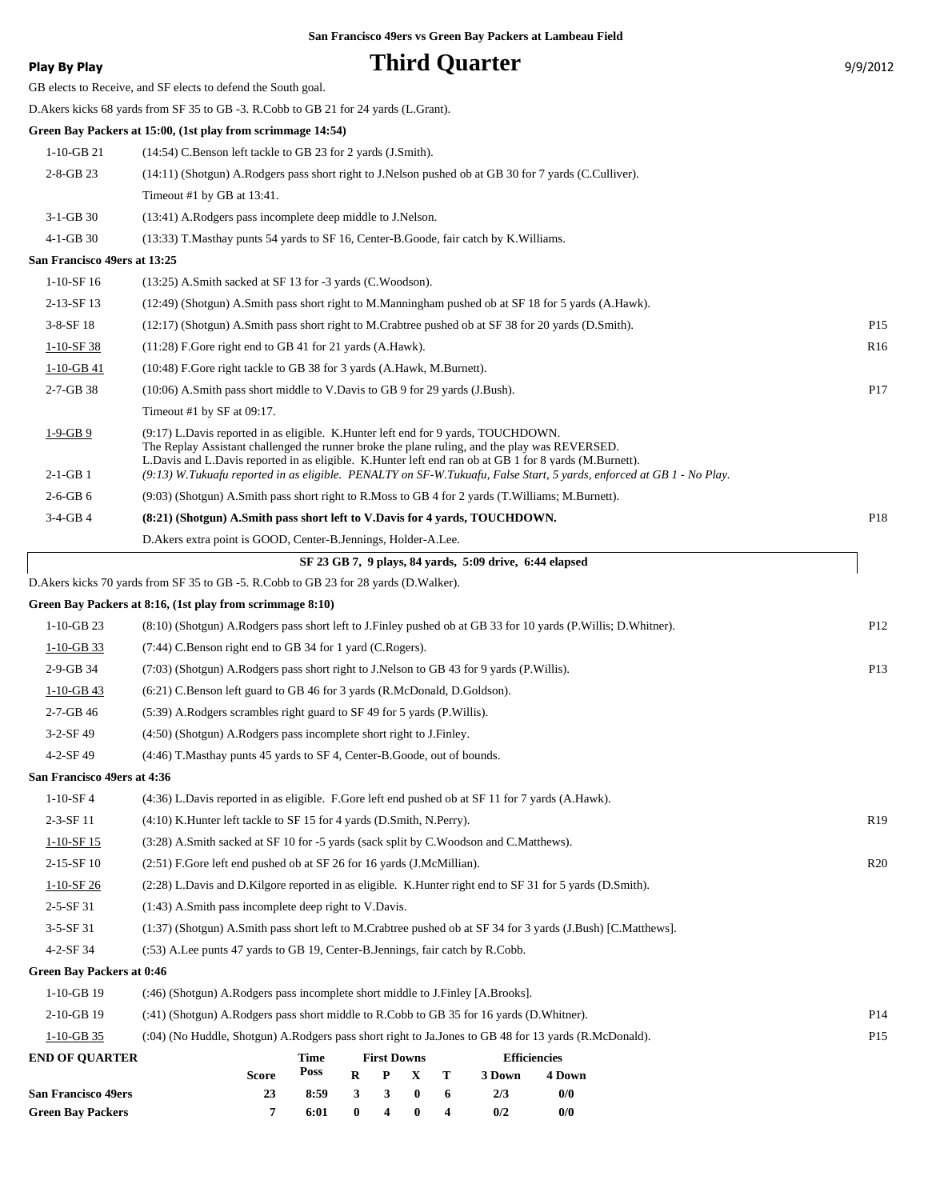San Francisco 49ers vs Green Bay Packers at Lambeau Field

**Play By Play**

# Third Quarter

9/9/2012

GB elects to Receive, and SF elects to defend the South goal.

D.Akers kicks 68 yards from SF 35 to GB -3. R.Cobb to GB 21 for 24 yards (L.Grant).

**Green Bay Packers at 15:00, (1st play from scrimmage 14:54)**

| | | |
|---|---|---|
| 1-10-GB 21 | (14:54) C.Benson left tackle to GB 23 for 2 yards (J.Smith). | |
| 2-8-GB 23 | (14:11) (Shotgun) A.Rodgers pass short right to J.Nelson pushed ob at GB 30 for 7 yards (C.Culliver). | |
| | Timeout #1 by GB at 13:41. | |
| 3-1-GB 30 | (13:41) A.Rodgers pass incomplete deep middle to J.Nelson. | |
| 4-1-GB 30 | (13:33) T.Masthay punts 54 yards to SF 16, Center-B.Goode, fair catch by K.Williams. | |

**San Francisco 49ers at 13:25**

| | | |
|---|---|---|
| 1-10-SF 16 | (13:25) A.Smith sacked at SF 13 for -3 yards (C.Woodson). | |
| 2-13-SF 13 | (12:49) (Shotgun) A.Smith pass short right to M.Manningham pushed ob at SF 18 for 5 yards (A.Hawk). | |
| 3-8-SF 18 | (12:17) (Shotgun) A.Smith pass short right to M.Crabtree pushed ob at SF 38 for 20 yards (D.Smith). | P15 |
| 1-10-SF 38 | (11:28) F.Gore right end to GB 41 for 21 yards (A.Hawk). | R16 |
| 1-10-GB 41 | (10:48) F.Gore right tackle to GB 38 for 3 yards (A.Hawk, M.Burnett). | |
| 2-7-GB 38 | (10:06) A.Smith pass short middle to V.Davis to GB 9 for 29 yards (J.Bush). | P17 |
| | Timeout #1 by SF at 09:17. | |
| 1-9-GB 9 | (9:17) L.Davis reported in as eligible. K.Hunter left end for 9 yards, TOUCHDOWN. The Replay Assistant challenged the runner broke the plane ruling, and the play was REVERSED. L.Davis and L.Davis reported in as eligible. K.Hunter left end ran ob at GB 1 for 8 yards (M.Burnett). | |
| 2-1-GB 1 | *(9:13) W.Tukuafu reported in as eligible. PENALTY on SF-W.Tukuafu, False Start, 5 yards, enforced at GB 1 - No Play.* | |
| 2-6-GB 6 | (9:03) (Shotgun) A.Smith pass short right to R.Moss to GB 4 for 2 yards (T.Williams; M.Burnett). | |
| 3-4-GB 4 | **(8:21) (Shotgun) A.Smith pass short left to V.Davis for 4 yards, TOUCHDOWN.** | P18 |
| | D.Akers extra point is GOOD, Center-B.Jennings, Holder-A.Lee. | |

**SF 23 GB 7, 9 plays, 84 yards, 5:09 drive, 6:44 elapsed**

D.Akers kicks 70 yards from SF 35 to GB -5. R.Cobb to GB 23 for 28 yards (D.Walker).

**Green Bay Packers at 8:16, (1st play from scrimmage 8:10)**

| | | |
|---|---|---|
| 1-10-GB 23 | (8:10) (Shotgun) A.Rodgers pass short left to J.Finley pushed ob at GB 33 for 10 yards (P.Willis; D.Whitner). | P12 |
| 1-10-GB 33 | (7:44) C.Benson right end to GB 34 for 1 yard (C.Rogers). | |
| 2-9-GB 34 | (7:03) (Shotgun) A.Rodgers pass short right to J.Nelson to GB 43 for 9 yards (P.Willis). | P13 |
| 1-10-GB 43 | (6:21) C.Benson left guard to GB 46 for 3 yards (R.McDonald, D.Goldson). | |
| 2-7-GB 46 | (5:39) A.Rodgers scrambles right guard to SF 49 for 5 yards (P.Willis). | |
| 3-2-SF 49 | (4:50) (Shotgun) A.Rodgers pass incomplete short right to J.Finley. | |
| 4-2-SF 49 | (4:46) T.Masthay punts 45 yards to SF 4, Center-B.Goode, out of bounds. | |

**San Francisco 49ers at 4:36**

| | | |
|---|---|---|
| 1-10-SF 4 | (4:36) L.Davis reported in as eligible. F.Gore left end pushed ob at SF 11 for 7 yards (A.Hawk). | |
| 2-3-SF 11 | (4:10) K.Hunter left tackle to SF 15 for 4 yards (D.Smith, N.Perry). | R19 |
| 1-10-SF 15 | (3:28) A.Smith sacked at SF 10 for -5 yards (sack split by C.Woodson and C.Matthews). | |
| 2-15-SF 10 | (2:51) F.Gore left end pushed ob at SF 26 for 16 yards (J.McMillian). | R20 |
| 1-10-SF 26 | (2:28) L.Davis and D.Kilgore reported in as eligible. K.Hunter right end to SF 31 for 5 yards (D.Smith). | |
| 2-5-SF 31 | (1:43) A.Smith pass incomplete deep right to V.Davis. | |
| 3-5-SF 31 | (1:37) (Shotgun) A.Smith pass short left to M.Crabtree pushed ob at SF 34 for 3 yards (J.Bush) [C.Matthews]. | |
| 4-2-SF 34 | (:53) A.Lee punts 47 yards to GB 19, Center-B.Jennings, fair catch by R.Cobb. | |

**Green Bay Packers at 0:46**

| | | |
|---|---|---|
| 1-10-GB 19 | (:46) (Shotgun) A.Rodgers pass incomplete short middle to J.Finley [A.Brooks]. | |
| 2-10-GB 19 | (:41) (Shotgun) A.Rodgers pass short middle to R.Cobb to GB 35 for 16 yards (D.Whitner). | P14 |
| 1-10-GB 35 | (:04) (No Huddle, Shotgun) A.Rodgers pass short right to Ja.Jones to GB 48 for 13 yards (R.McDonald). | P15 |

| END OF QUARTER | Score | Time Poss | First Downs R | P | X | T | Efficiencies 3 Down | 4 Down |
|---|---|---|---|---|---|---|---|---|
| **San Francisco 49ers** | 23 | 8:59 | 3 | 3 | 0 | 6 | 2/3 | 0/0 |
| **Green Bay Packers** | 7 | 6:01 | 0 | 4 | 0 | 4 | 0/2 | 0/0 |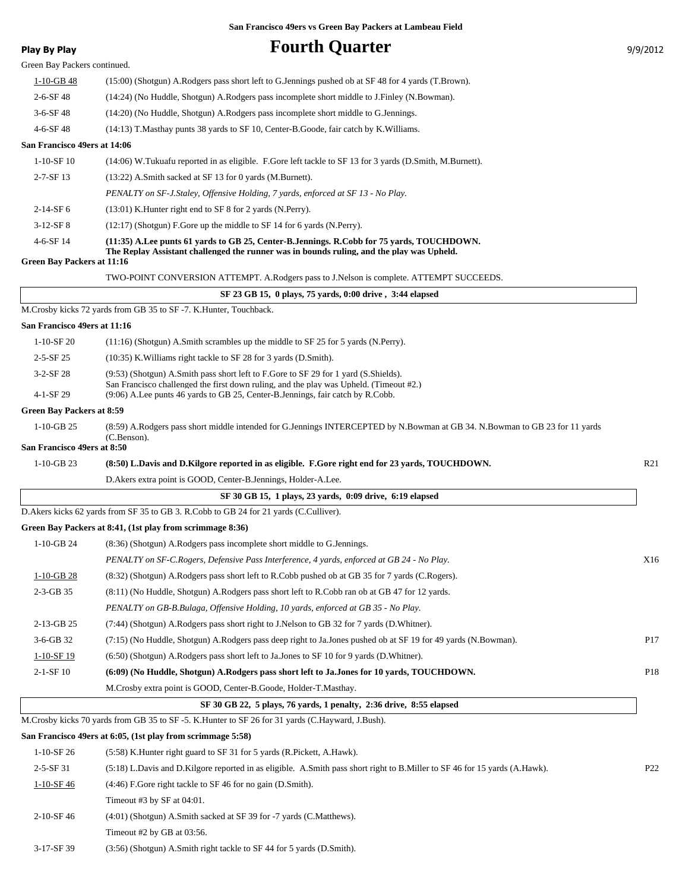San Francisco 49ers vs Green Bay Packers at Lambeau Field

# Fourth Quarter

**Play By Play** 9/9/2012

Green Bay Packers continued.

| | | |
|---|---|---|
| 1-10-GB 48 | (15:00) (Shotgun) A.Rodgers pass short left to G.Jennings pushed ob at SF 48 for 4 yards (T.Brown). | |
| 2-6-SF 48 | (14:24) (No Huddle, Shotgun) A.Rodgers pass incomplete short middle to J.Finley (N.Bowman). | |
| 3-6-SF 48 | (14:20) (No Huddle, Shotgun) A.Rodgers pass incomplete short middle to G.Jennings. | |
| 4-6-SF 48 | (14:13) T.Masthay punts 38 yards to SF 10, Center-B.Goode, fair catch by K.Williams. | |

**San Francisco 49ers at 14:06**

| | | |
|---|---|---|
| 1-10-SF 10 | (14:06) W.Tukuafu reported in as eligible. F.Gore left tackle to SF 13 for 3 yards (D.Smith, M.Burnett). | |
| 2-7-SF 13 | (13:22) A.Smith sacked at SF 13 for 0 yards (M.Burnett). | |
| | *PENALTY on SF-J.Staley, Offensive Holding, 7 yards, enforced at SF 13 - No Play.* | |
| 2-14-SF 6 | (13:01) K.Hunter right end to SF 8 for 2 yards (N.Perry). | |
| 3-12-SF 8 | (12:17) (Shotgun) F.Gore up the middle to SF 14 for 6 yards (N.Perry). | |
| 4-6-SF 14 | **(11:35) A.Lee punts 61 yards to GB 25, Center-B.Jennings. R.Cobb for 75 yards, TOUCHDOWN. The Replay Assistant challenged the runner was in bounds ruling, and the play was Upheld.** | |

**Green Bay Packers at 11:16**

TWO-POINT CONVERSION ATTEMPT. A.Rodgers pass to J.Nelson is complete. ATTEMPT SUCCEEDS.

**SF 23 GB 15, 0 plays, 75 yards, 0:00 drive , 3:44 elapsed**

M.Crosby kicks 72 yards from GB 35 to SF -7. K.Hunter, Touchback.

**San Francisco 49ers at 11:16**

| | | |
|---|---|---|
| 1-10-SF 20 | (11:16) (Shotgun) A.Smith scrambles up the middle to SF 25 for 5 yards (N.Perry). | |
| 2-5-SF 25 | (10:35) K.Williams right tackle to SF 28 for 3 yards (D.Smith). | |
| 3-2-SF 28 | (9:53) (Shotgun) A.Smith pass short left to F.Gore to SF 29 for 1 yard (S.Shields). San Francisco challenged the first down ruling, and the play was Upheld. (Timeout #2.) | |
| 4-1-SF 29 | (9:06) A.Lee punts 46 yards to GB 25, Center-B.Jennings, fair catch by R.Cobb. | |

**Green Bay Packers at 8:59**

| | | |
|---|---|---|
| 1-10-GB 25 | (8:59) A.Rodgers pass short middle intended for G.Jennings INTERCEPTED by N.Bowman at GB 34. N.Bowman to GB 23 for 11 yards (C.Benson). | |

**San Francisco 49ers at 8:50**

| | | |
|---|---|---|
| 1-10-GB 23 | **(8:50) L.Davis and D.Kilgore reported in as eligible. F.Gore right end for 23 yards, TOUCHDOWN.** | R21 |
| | D.Akers extra point is GOOD, Center-B.Jennings, Holder-A.Lee. | |

**SF 30 GB 15, 1 plays, 23 yards, 0:09 drive, 6:19 elapsed**

D.Akers kicks 62 yards from SF 35 to GB 3. R.Cobb to GB 24 for 21 yards (C.Culliver).

**Green Bay Packers at 8:41, (1st play from scrimmage 8:36)**

| | | |
|---|---|---|
| 1-10-GB 24 | (8:36) (Shotgun) A.Rodgers pass incomplete short middle to G.Jennings. | |
| | *PENALTY on SF-C.Rogers, Defensive Pass Interference, 4 yards, enforced at GB 24 - No Play.* | X16 |
| 1-10-GB 28 | (8:32) (Shotgun) A.Rodgers pass short left to R.Cobb pushed ob at GB 35 for 7 yards (C.Rogers). | |
| 2-3-GB 35 | (8:11) (No Huddle, Shotgun) A.Rodgers pass short left to R.Cobb ran ob at GB 47 for 12 yards. | |
| | *PENALTY on GB-B.Bulaga, Offensive Holding, 10 yards, enforced at GB 35 - No Play.* | |
| 2-13-GB 25 | (7:44) (Shotgun) A.Rodgers pass short right to J.Nelson to GB 32 for 7 yards (D.Whitner). | |
| 3-6-GB 32 | (7:15) (No Huddle, Shotgun) A.Rodgers pass deep right to Ja.Jones pushed ob at SF 19 for 49 yards (N.Bowman). | P17 |
| 1-10-SF 19 | (6:50) (Shotgun) A.Rodgers pass short left to Ja.Jones to SF 10 for 9 yards (D.Whitner). | |
| 2-1-SF 10 | **(6:09) (No Huddle, Shotgun) A.Rodgers pass short left to Ja.Jones for 10 yards, TOUCHDOWN.** | P18 |
| | M.Crosby extra point is GOOD, Center-B.Goode, Holder-T.Masthay. | |

**SF 30 GB 22, 5 plays, 76 yards, 1 penalty, 2:36 drive, 8:55 elapsed**

M.Crosby kicks 70 yards from GB 35 to SF -5. K.Hunter to SF 26 for 31 yards (C.Hayward, J.Bush).

**San Francisco 49ers at 6:05, (1st play from scrimmage 5:58)**

| | | |
|---|---|---|
| 1-10-SF 26 | (5:58) K.Hunter right guard to SF 31 for 5 yards (R.Pickett, A.Hawk). | |
| 2-5-SF 31 | (5:18) L.Davis and D.Kilgore reported in as eligible. A.Smith pass short right to B.Miller to SF 46 for 15 yards (A.Hawk). | P22 |
| 1-10-SF 46 | (4:46) F.Gore right tackle to SF 46 for no gain (D.Smith). | |
| | Timeout #3 by SF at 04:01. | |
| 2-10-SF 46 | (4:01) (Shotgun) A.Smith sacked at SF 39 for -7 yards (C.Matthews). | |
| | Timeout #2 by GB at 03:56. | |
| 3-17-SF 39 | (3:56) (Shotgun) A.Smith right tackle to SF 44 for 5 yards (D.Smith). | |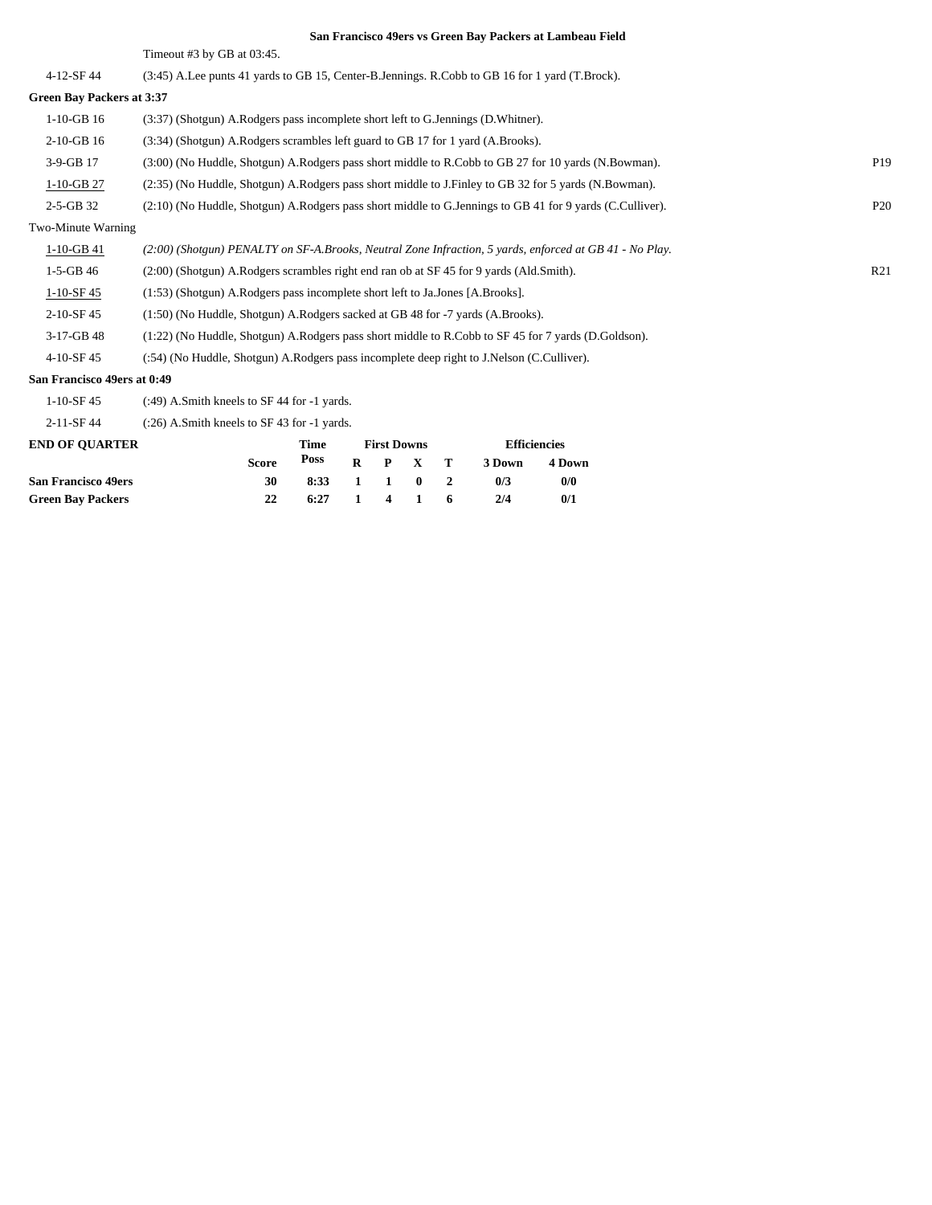**San Francisco 49ers vs Green Bay Packers at Lambeau Field**

| | | |
|---|---|---|
| | Timeout #3 by GB at 03:45. | |
| 4-12-SF 44 | (3:45) A.Lee punts 41 yards to GB 15, Center-B.Jennings. R.Cobb to GB 16 for 1 yard (T.Brock). | |
| **Green Bay Packers at 3:37** | | |
| 1-10-GB 16 | (3:37) (Shotgun) A.Rodgers pass incomplete short left to G.Jennings (D.Whitner). | |
| 2-10-GB 16 | (3:34) (Shotgun) A.Rodgers scrambles left guard to GB 17 for 1 yard (A.Brooks). | |
| 3-9-GB 17 | (3:00) (No Huddle, Shotgun) A.Rodgers pass short middle to R.Cobb to GB 27 for 10 yards (N.Bowman). | P19 |
| 1-10-GB 27 | (2:35) (No Huddle, Shotgun) A.Rodgers pass short middle to J.Finley to GB 32 for 5 yards (N.Bowman). | |
| 2-5-GB 32 | (2:10) (No Huddle, Shotgun) A.Rodgers pass short middle to G.Jennings to GB 41 for 9 yards (C.Culliver). | P20 |
| Two-Minute Warning | | |
| 1-10-GB 41 | *(2:00) (Shotgun) PENALTY on SF-A.Brooks, Neutral Zone Infraction, 5 yards, enforced at GB 41 - No Play.* | |
| 1-5-GB 46 | (2:00) (Shotgun) A.Rodgers scrambles right end ran ob at SF 45 for 9 yards (Ald.Smith). | R21 |
| 1-10-SF 45 | (1:53) (Shotgun) A.Rodgers pass incomplete short left to Ja.Jones [A.Brooks]. | |
| 2-10-SF 45 | (1:50) (No Huddle, Shotgun) A.Rodgers sacked at GB 48 for -7 yards (A.Brooks). | |
| 3-17-GB 48 | (1:22) (No Huddle, Shotgun) A.Rodgers pass short middle to R.Cobb to SF 45 for 7 yards (D.Goldson). | |
| 4-10-SF 45 | (:54) (No Huddle, Shotgun) A.Rodgers pass incomplete deep right to J.Nelson (C.Culliver). | |
| **San Francisco 49ers at 0:49** | | |
| 1-10-SF 45 | (:49) A.Smith kneels to SF 44 for -1 yards. | |
| 2-11-SF 44 | (:26) A.Smith kneels to SF 43 for -1 yards. | |

| **END OF QUARTER** | | **Time** | **First Downs** | | | | **Efficiencies** | |
|---|---|---|---|---|---|---|---|---|
| | **Score** | **Poss** | **R** | **P** | **X** | **T** | **3 Down** | **4 Down** |
| **San Francisco 49ers** | **30** | **8:33** | **1** | **1** | **0** | **2** | **0/3** | **0/0** |
| **Green Bay Packers** | **22** | **6:27** | **1** | **4** | **1** | **6** | **2/4** | **0/1** |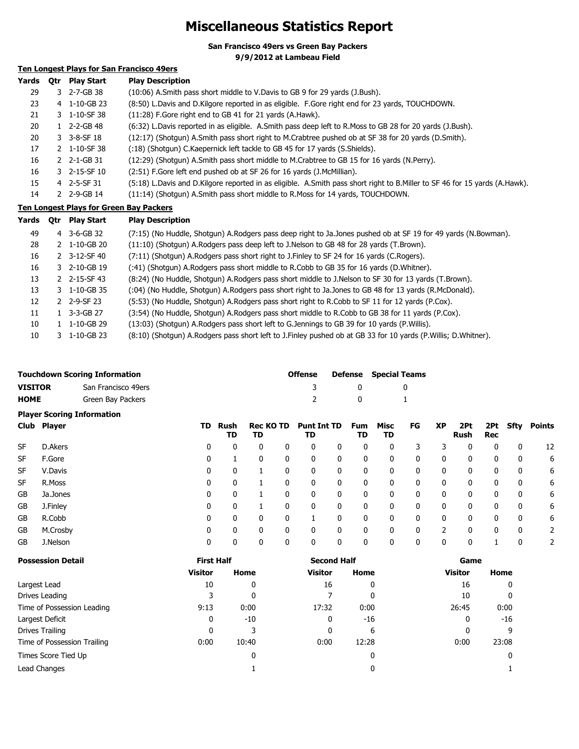# Miscellaneous Statistics Report

**San Francisco 49ers vs Green Bay Packers**
**9/9/2012 at Lambeau Field**

### Ten Longest Plays for San Francisco 49ers

| Yards | Qtr | Play Start | Play Description |
|---|---|---|---|
| 29 | 3 | 2-7-GB 38 | (10:06) A.Smith pass short middle to V.Davis to GB 9 for 29 yards (J.Bush). |
| 23 | 4 | 1-10-GB 23 | (8:50) L.Davis and D.Kilgore reported in as eligible. F.Gore right end for 23 yards, TOUCHDOWN. |
| 21 | 3 | 1-10-SF 38 | (11:28) F.Gore right end to GB 41 for 21 yards (A.Hawk). |
| 20 | 1 | 2-2-GB 48 | (6:32) L.Davis reported in as eligible. A.Smith pass deep left to R.Moss to GB 28 for 20 yards (J.Bush). |
| 20 | 3 | 3-8-SF 18 | (12:17) (Shotgun) A.Smith pass short right to M.Crabtree pushed ob at SF 38 for 20 yards (D.Smith). |
| 17 | 2 | 1-10-SF 38 | (:18) (Shotgun) C.Kaepernick left tackle to GB 45 for 17 yards (S.Shields). |
| 16 | 2 | 2-1-GB 31 | (12:29) (Shotgun) A.Smith pass short middle to M.Crabtree to GB 15 for 16 yards (N.Perry). |
| 16 | 3 | 2-15-SF 10 | (2:51) F.Gore left end pushed ob at SF 26 for 16 yards (J.McMillian). |
| 15 | 4 | 2-5-SF 31 | (5:18) L.Davis and D.Kilgore reported in as eligible. A.Smith pass short right to B.Miller to SF 46 for 15 yards (A.Hawk). |
| 14 | 2 | 2-9-GB 14 | (11:14) (Shotgun) A.Smith pass short middle to R.Moss for 14 yards, TOUCHDOWN. |

### Ten Longest Plays for Green Bay Packers

| Yards | Qtr | Play Start | Play Description |
|---|---|---|---|
| 49 | 4 | 3-6-GB 32 | (7:15) (No Huddle, Shotgun) A.Rodgers pass deep right to Ja.Jones pushed ob at SF 19 for 49 yards (N.Bowman). |
| 28 | 2 | 1-10-GB 20 | (11:10) (Shotgun) A.Rodgers pass deep left to J.Nelson to GB 48 for 28 yards (T.Brown). |
| 16 | 2 | 3-12-SF 40 | (7:11) (Shotgun) A.Rodgers pass short right to J.Finley to SF 24 for 16 yards (C.Rogers). |
| 16 | 3 | 2-10-GB 19 | (:41) (Shotgun) A.Rodgers pass short middle to R.Cobb to GB 35 for 16 yards (D.Whitner). |
| 13 | 2 | 2-15-SF 43 | (8:24) (No Huddle, Shotgun) A.Rodgers pass short middle to J.Nelson to SF 30 for 13 yards (T.Brown). |
| 13 | 3 | 1-10-GB 35 | (:04) (No Huddle, Shotgun) A.Rodgers pass short right to Ja.Jones to GB 48 for 13 yards (R.McDonald). |
| 12 | 2 | 2-9-SF 23 | (5:53) (No Huddle, Shotgun) A.Rodgers pass short right to R.Cobb to SF 11 for 12 yards (P.Cox). |
| 11 | 1 | 3-3-GB 27 | (3:54) (No Huddle, Shotgun) A.Rodgers pass short middle to R.Cobb to GB 38 for 11 yards (P.Cox). |
| 10 | 1 | 1-10-GB 29 | (13:03) (Shotgun) A.Rodgers pass short left to G.Jennings to GB 39 for 10 yards (P.Willis). |
| 10 | 3 | 1-10-GB 23 | (8:10) (Shotgun) A.Rodgers pass short left to J.Finley pushed ob at GB 33 for 10 yards (P.Willis; D.Whitner). |

### Touchdown Scoring Information

| | | Offense | Defense | Special Teams |
|---|---|---|---|---|
| **VISITOR** | San Francisco 49ers | 3 | 0 | 0 |
| **HOME** | Green Bay Packers | 2 | 0 | 1 |

### Player Scoring Information

| Club | Player | TD | Rush TD | Rec TD | KO TD | Punt TD | Int TD | Fum TD | Misc TD | FG | XP | 2Pt Rush | 2Pt Rec | Sfty | Points |
|---|---|---|---|---|---|---|---|---|---|---|---|---|---|---|---|
| SF | D.Akers | 0 | 0 | 0 | 0 | 0 | 0 | 0 | 0 | 3 | 3 | 0 | 0 | 0 | 12 |
| SF | F.Gore | 0 | 1 | 0 | 0 | 0 | 0 | 0 | 0 | 0 | 0 | 0 | 0 | 0 | 6 |
| SF | V.Davis | 0 | 0 | 1 | 0 | 0 | 0 | 0 | 0 | 0 | 0 | 0 | 0 | 0 | 6 |
| SF | R.Moss | 0 | 0 | 1 | 0 | 0 | 0 | 0 | 0 | 0 | 0 | 0 | 0 | 0 | 6 |
| GB | Ja.Jones | 0 | 0 | 1 | 0 | 0 | 0 | 0 | 0 | 0 | 0 | 0 | 0 | 0 | 6 |
| GB | J.Finley | 0 | 0 | 1 | 0 | 0 | 0 | 0 | 0 | 0 | 0 | 0 | 0 | 0 | 6 |
| GB | R.Cobb | 0 | 0 | 0 | 0 | 1 | 0 | 0 | 0 | 0 | 0 | 0 | 0 | 0 | 6 |
| GB | M.Crosby | 0 | 0 | 0 | 0 | 0 | 0 | 0 | 0 | 0 | 2 | 0 | 0 | 0 | 2 |
| GB | J.Nelson | 0 | 0 | 0 | 0 | 0 | 0 | 0 | 0 | 0 | 0 | 0 | 1 | 0 | 2 |

### Possession Detail

| | First Half | | Second Half | | Game | |
|---|---|---|---|---|---|---|
| | Visitor | Home | Visitor | Home | Visitor | Home |
| Largest Lead | 10 | 0 | 16 | 0 | 16 | 0 |
| Drives Leading | 3 | 0 | 7 | 0 | 10 | 0 |
| Time of Possession Leading | 9:13 | 0:00 | 17:32 | 0:00 | 26:45 | 0:00 |
| Largest Deficit | 0 | -10 | 0 | -16 | 0 | -16 |
| Drives Trailing | 0 | 3 | 0 | 6 | 0 | 9 |
| Time of Possession Trailing | 0:00 | 10:40 | 0:00 | 12:28 | 0:00 | 23:08 |
| Times Score Tied Up | | 0 | | 0 | | 0 |
| Lead Changes | | 1 | | 0 | | 1 |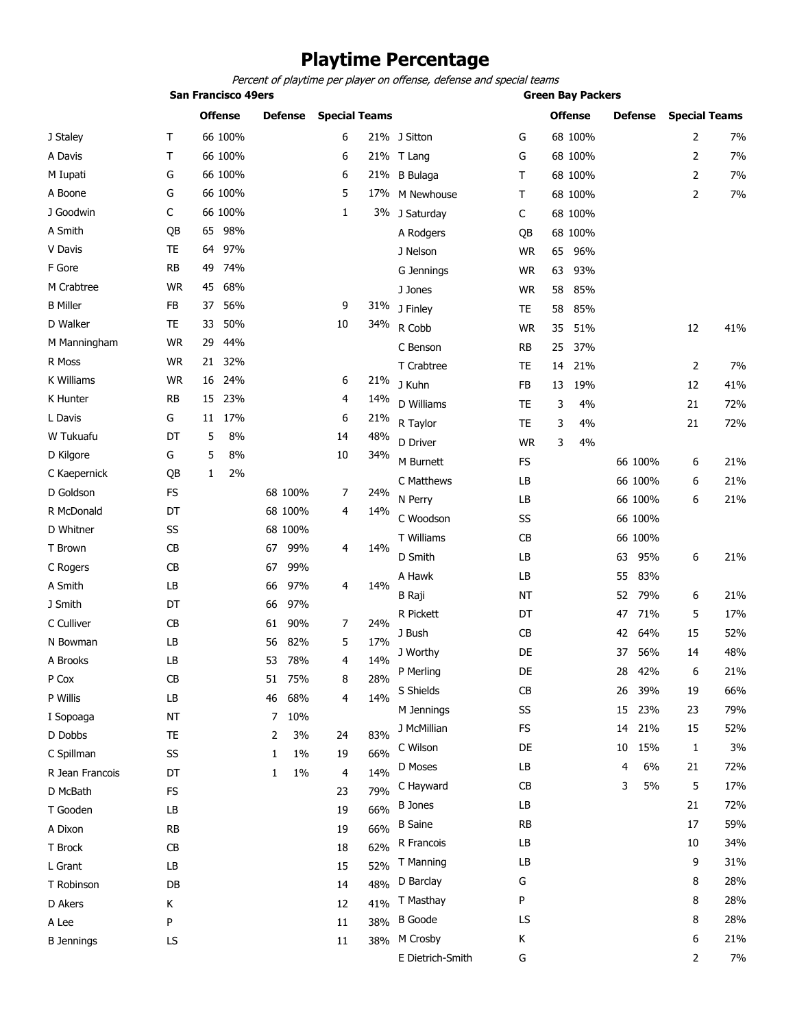# Playtime Percentage

*Percent of playtime per player on offense, defense and special teams*

## San Francisco 49ers

| | | Offense | | Defense | | Special Teams | |
|---|---|---|---|---|---|---|---|
| J Staley | T | 66 | 100% | | | 6 | 21% |
| A Davis | T | 66 | 100% | | | 6 | 21% |
| M Iupati | G | 66 | 100% | | | 6 | 21% |
| A Boone | G | 66 | 100% | | | 5 | 17% |
| J Goodwin | C | 66 | 100% | | | 1 | 3% |
| A Smith | QB | 65 | 98% | | | | |
| V Davis | TE | 64 | 97% | | | | |
| F Gore | RB | 49 | 74% | | | | |
| M Crabtree | WR | 45 | 68% | | | | |
| B Miller | FB | 37 | 56% | | | 9 | 31% |
| D Walker | TE | 33 | 50% | | | 10 | 34% |
| M Manningham | WR | 29 | 44% | | | | |
| R Moss | WR | 21 | 32% | | | | |
| K Williams | WR | 16 | 24% | | | 6 | 21% |
| K Hunter | RB | 15 | 23% | | | 4 | 14% |
| L Davis | G | 11 | 17% | | | 6 | 21% |
| W Tukuafu | DT | 5 | 8% | | | 14 | 48% |
| D Kilgore | G | 5 | 8% | | | 10 | 34% |
| C Kaepernick | QB | 1 | 2% | | | | |
| D Goldson | FS | | | 68 | 100% | 7 | 24% |
| R McDonald | DT | | | 68 | 100% | 4 | 14% |
| D Whitner | SS | | | 68 | 100% | | |
| T Brown | CB | | | 67 | 99% | 4 | 14% |
| C Rogers | CB | | | 67 | 99% | | |
| A Smith | LB | | | 66 | 97% | 4 | 14% |
| J Smith | DT | | | 66 | 97% | | |
| C Culliver | CB | | | 61 | 90% | 7 | 24% |
| N Bowman | LB | | | 56 | 82% | 5 | 17% |
| A Brooks | LB | | | 53 | 78% | 4 | 14% |
| P Cox | CB | | | 51 | 75% | 8 | 28% |
| P Willis | LB | | | 46 | 68% | 4 | 14% |
| I Sopoaga | NT | | | 7 | 10% | | |
| D Dobbs | TE | | | 2 | 3% | 24 | 83% |
| C Spillman | SS | | | 1 | 1% | 19 | 66% |
| R Jean Francois | DT | | | 1 | 1% | 4 | 14% |
| D McBath | FS | | | | | 23 | 79% |
| T Gooden | LB | | | | | 19 | 66% |
| A Dixon | RB | | | | | 19 | 66% |
| T Brock | CB | | | | | 18 | 62% |
| L Grant | LB | | | | | 15 | 52% |
| T Robinson | DB | | | | | 14 | 48% |
| D Akers | K | | | | | 12 | 41% |
| A Lee | P | | | | | 11 | 38% |
| B Jennings | LS | | | | | 11 | 38% |

## Green Bay Packers

| | | Offense | | Defense | | Special Teams | |
|---|---|---|---|---|---|---|---|
| J Sitton | G | 68 | 100% | | | 2 | 7% |
| T Lang | G | 68 | 100% | | | 2 | 7% |
| B Bulaga | T | 68 | 100% | | | 2 | 7% |
| M Newhouse | T | 68 | 100% | | | 2 | 7% |
| J Saturday | C | 68 | 100% | | | | |
| A Rodgers | QB | 68 | 100% | | | | |
| J Nelson | WR | 65 | 96% | | | | |
| G Jennings | WR | 63 | 93% | | | | |
| J Jones | WR | 58 | 85% | | | | |
| J Finley | TE | 58 | 85% | | | | |
| R Cobb | WR | 35 | 51% | | | 12 | 41% |
| C Benson | RB | 25 | 37% | | | | |
| T Crabtree | TE | 14 | 21% | | | 2 | 7% |
| J Kuhn | FB | 13 | 19% | | | 12 | 41% |
| D Williams | TE | 3 | 4% | | | 21 | 72% |
| R Taylor | TE | 3 | 4% | | | 21 | 72% |
| D Driver | WR | 3 | 4% | | | | |
| M Burnett | FS | | | 66 | 100% | 6 | 21% |
| C Matthews | LB | | | 66 | 100% | 6 | 21% |
| N Perry | LB | | | 66 | 100% | 6 | 21% |
| C Woodson | SS | | | 66 | 100% | | |
| T Williams | CB | | | 66 | 100% | | |
| D Smith | LB | | | 63 | 95% | 6 | 21% |
| A Hawk | LB | | | 55 | 83% | | |
| B Raji | NT | | | 52 | 79% | 6 | 21% |
| R Pickett | DT | | | 47 | 71% | 5 | 17% |
| J Bush | CB | | | 42 | 64% | 15 | 52% |
| J Worthy | DE | | | 37 | 56% | 14 | 48% |
| P Merling | DE | | | 28 | 42% | 6 | 21% |
| S Shields | CB | | | 26 | 39% | 19 | 66% |
| M Jennings | SS | | | 15 | 23% | 23 | 79% |
| J McMillian | FS | | | 14 | 21% | 15 | 52% |
| C Wilson | DE | | | 10 | 15% | 1 | 3% |
| D Moses | LB | | | 4 | 6% | 21 | 72% |
| C Hayward | CB | | | 3 | 5% | 5 | 17% |
| B Jones | LB | | | | | 21 | 72% |
| B Saine | RB | | | | | 17 | 59% |
| R Francois | LB | | | | | 10 | 34% |
| T Manning | LB | | | | | 9 | 31% |
| D Barclay | G | | | | | 8 | 28% |
| T Masthay | P | | | | | 8 | 28% |
| B Goode | LS | | | | | 8 | 28% |
| M Crosby | K | | | | | 6 | 21% |
| E Dietrich-Smith | G | | | | | 2 | 7% |